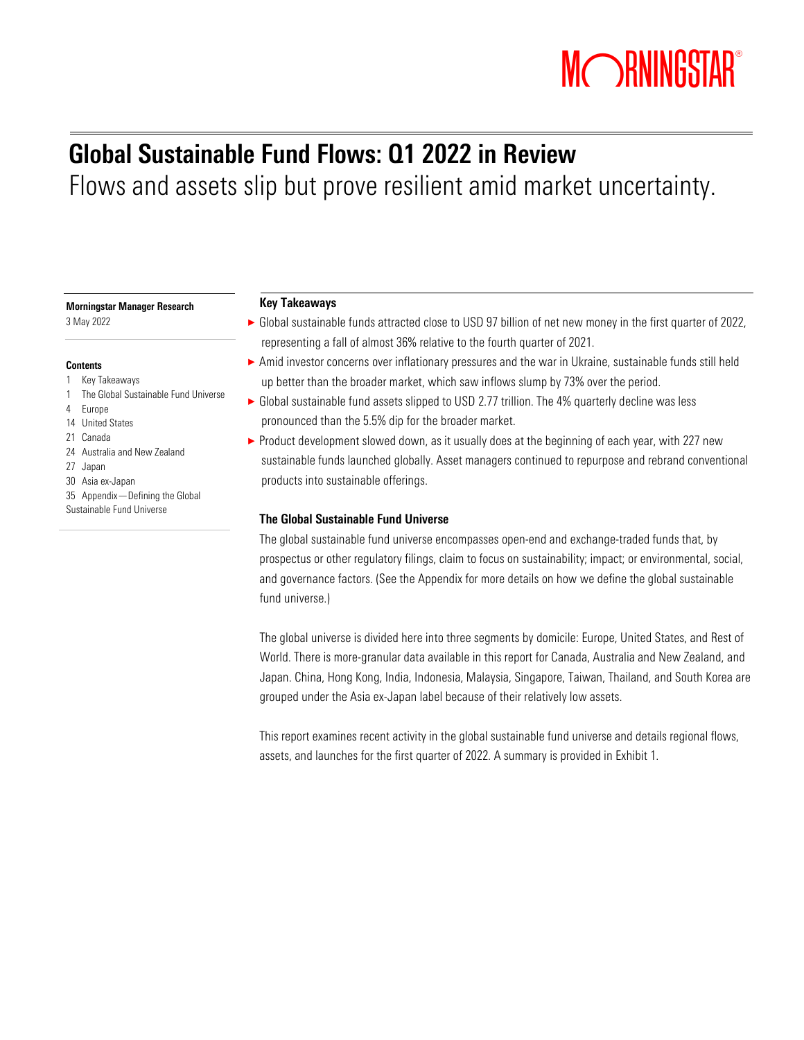# Global Sustainable Fund Flows: Q1 2022 in Review

Flows and assets slip but prove resilient amid market uncertainty.

**Morningstar Manager Research**
3 May 2022

**Contents**

1 Key Takeaways
1 The Global Sustainable Fund Universe
4 Europe
14 United States
21 Canada
24 Australia and New Zealand
27 Japan
30 Asia ex-Japan
35 Appendix—Defining the Global Sustainable Fund Universe

## Key Takeaways

- Global sustainable funds attracted close to USD 97 billion of net new money in the first quarter of 2022, representing a fall of almost 36% relative to the fourth quarter of 2021.
- Amid investor concerns over inflationary pressures and the war in Ukraine, sustainable funds still held up better than the broader market, which saw inflows slump by 73% over the period.
- Global sustainable fund assets slipped to USD 2.77 trillion. The 4% quarterly decline was less pronounced than the 5.5% dip for the broader market.
- Product development slowed down, as it usually does at the beginning of each year, with 227 new sustainable funds launched globally. Asset managers continued to repurpose and rebrand conventional products into sustainable offerings.

## The Global Sustainable Fund Universe

The global sustainable fund universe encompasses open-end and exchange-traded funds that, by prospectus or other regulatory filings, claim to focus on sustainability; impact; or environmental, social, and governance factors. (See the Appendix for more details on how we define the global sustainable fund universe.)

The global universe is divided here into three segments by domicile: Europe, United States, and Rest of World. There is more-granular data available in this report for Canada, Australia and New Zealand, and Japan. China, Hong Kong, India, Indonesia, Malaysia, Singapore, Taiwan, Thailand, and South Korea are grouped under the Asia ex-Japan label because of their relatively low assets.

This report examines recent activity in the global sustainable fund universe and details regional flows, assets, and launches for the first quarter of 2022. A summary is provided in Exhibit 1.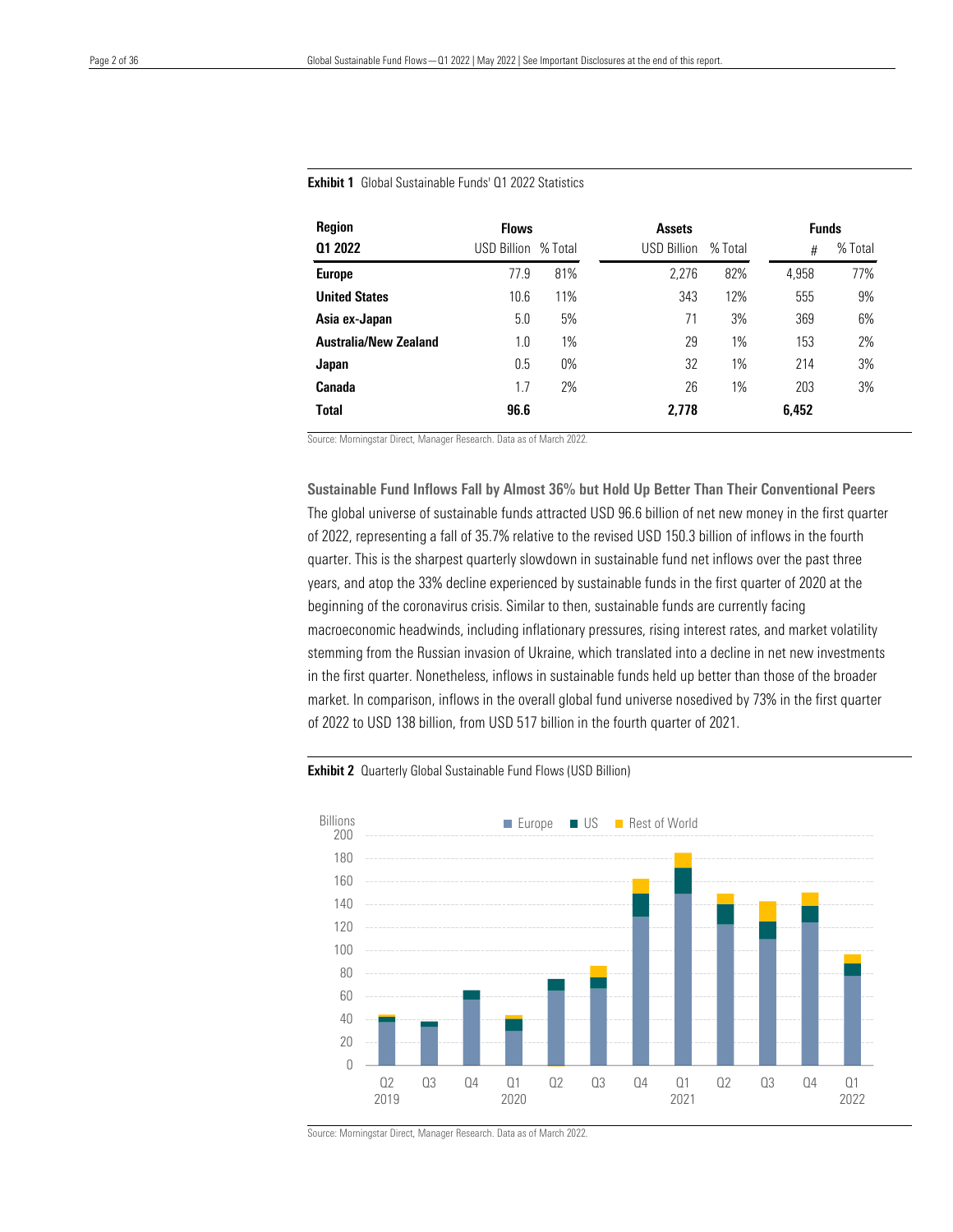**Exhibit 1** Global Sustainable Funds' Q1 2022 Statistics

| Region | Flows | | Assets | | Funds | |
|---|---|---|---|---|---|---|
| Q1 2022 | USD Billion | % Total | USD Billion | % Total | # | % Total |
| **Europe** | 77.9 | 81% | 2,276 | 82% | 4,958 | 77% |
| **United States** | 10.6 | 11% | 343 | 12% | 555 | 9% |
| **Asia ex-Japan** | 5.0 | 5% | 71 | 3% | 369 | 6% |
| **Australia/New Zealand** | 1.0 | 1% | 29 | 1% | 153 | 2% |
| **Japan** | 0.5 | 0% | 32 | 1% | 214 | 3% |
| **Canada** | 1.7 | 2% | 26 | 1% | 203 | 3% |
| **Total** | **96.6** | | **2,778** | | **6,452** | |

Source: Morningstar Direct, Manager Research. Data as of March 2022.

**Sustainable Fund Inflows Fall by Almost 36% but Hold Up Better Than Their Conventional Peers**

The global universe of sustainable funds attracted USD 96.6 billion of net new money in the first quarter of 2022, representing a fall of 35.7% relative to the revised USD 150.3 billion of inflows in the fourth quarter. This is the sharpest quarterly slowdown in sustainable fund net inflows over the past three years, and atop the 33% decline experienced by sustainable funds in the first quarter of 2020 at the beginning of the coronavirus crisis. Similar to then, sustainable funds are currently facing macroeconomic headwinds, including inflationary pressures, rising interest rates, and market volatility stemming from the Russian invasion of Ukraine, which translated into a decline in net new investments in the first quarter. Nonetheless, inflows in sustainable funds held up better than those of the broader market. In comparison, inflows in the overall global fund universe nosedived by 73% in the first quarter of 2022 to USD 138 billion, from USD 517 billion in the fourth quarter of 2021.

**Exhibit 2** Quarterly Global Sustainable Fund Flows (USD Billion)

Source: Morningstar Direct, Manager Research. Data as of March 2022.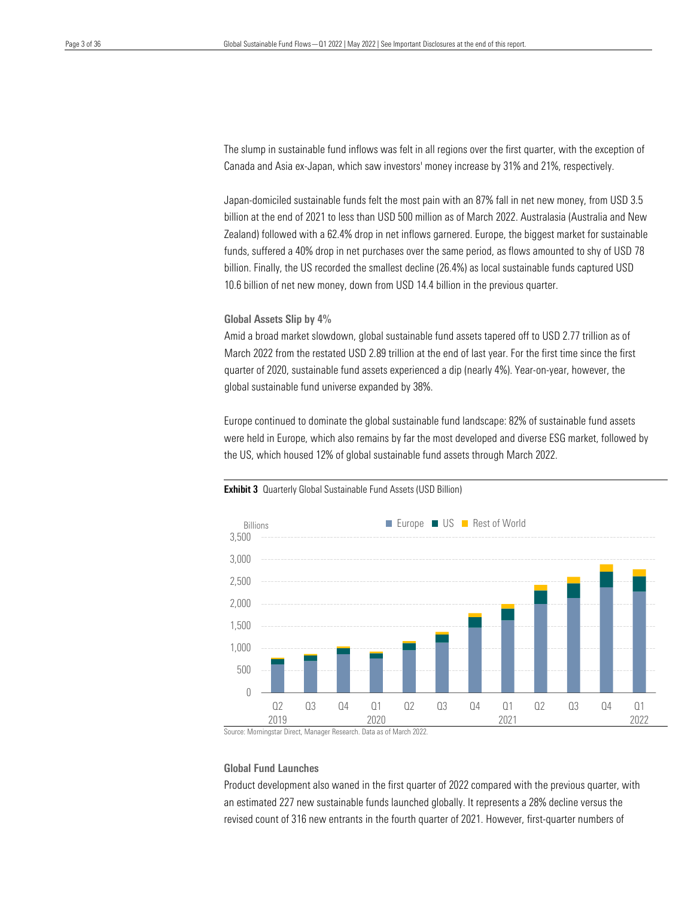The slump in sustainable fund inflows was felt in all regions over the first quarter, with the exception of Canada and Asia ex-Japan, which saw investors' money increase by 31% and 21%, respectively.

Japan-domiciled sustainable funds felt the most pain with an 87% fall in net new money, from USD 3.5 billion at the end of 2021 to less than USD 500 million as of March 2022. Australasia (Australia and New Zealand) followed with a 62.4% drop in net inflows garnered. Europe, the biggest market for sustainable funds, suffered a 40% drop in net purchases over the same period, as flows amounted to shy of USD 78 billion. Finally, the US recorded the smallest decline (26.4%) as local sustainable funds captured USD 10.6 billion of net new money, down from USD 14.4 billion in the previous quarter.

### Global Assets Slip by 4%

Amid a broad market slowdown, global sustainable fund assets tapered off to USD 2.77 trillion as of March 2022 from the restated USD 2.89 trillion at the end of last year. For the first time since the first quarter of 2020, sustainable fund assets experienced a dip (nearly 4%). Year-on-year, however, the global sustainable fund universe expanded by 38%.

Europe continued to dominate the global sustainable fund landscape: 82% of sustainable fund assets were held in Europe, which also remains by far the most developed and diverse ESG market, followed by the US, which housed 12% of global sustainable fund assets through March 2022.

**Exhibit 3** Quarterly Global Sustainable Fund Assets (USD Billion)

Europe
US
Rest of World

Billions
3,500
3,000
2,500
2,000
1,500
1,000
500
0

Q2 2019
Q3
Q4
Q1 2020
Q2
Q3
Q4
Q1 2021
Q2
Q3
Q4
Q1 2022

Source: Morningstar Direct, Manager Research. Data as of March 2022.

### Global Fund Launches

Product development also waned in the first quarter of 2022 compared with the previous quarter, with an estimated 227 new sustainable funds launched globally. It represents a 28% decline versus the revised count of 316 new entrants in the fourth quarter of 2021. However, first-quarter numbers of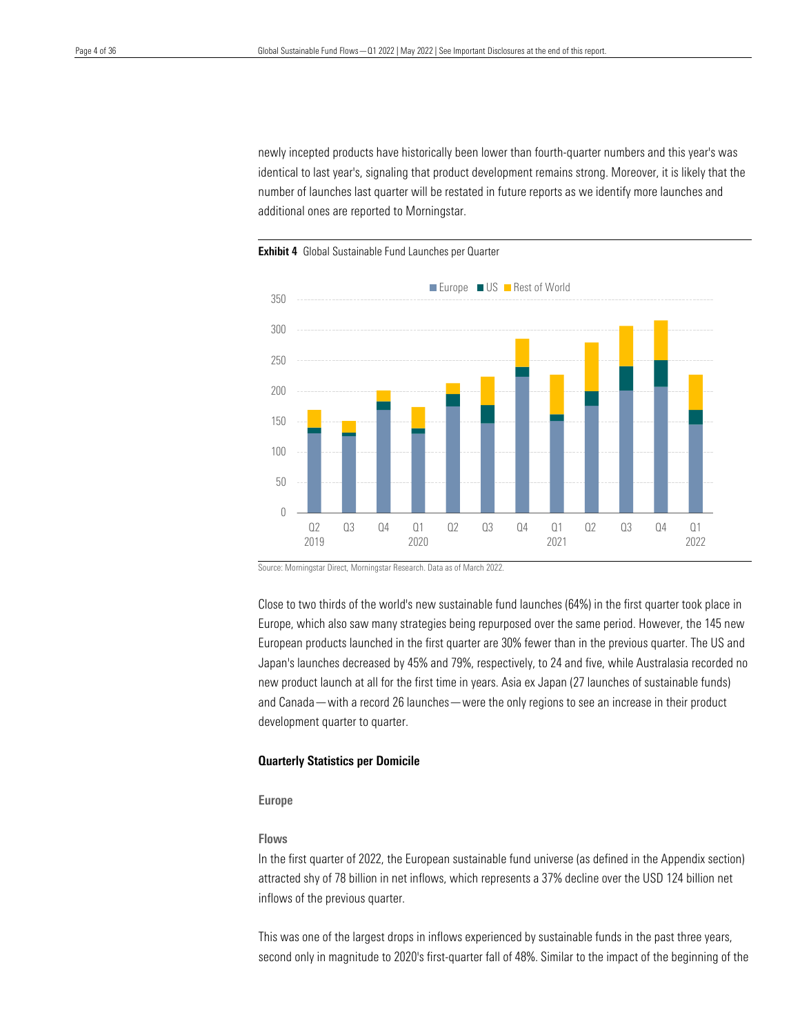newly incepted products have historically been lower than fourth-quarter numbers and this year's was identical to last year's, signaling that product development remains strong. Moreover, it is likely that the number of launches last quarter will be restated in future reports as we identify more launches and additional ones are reported to Morningstar.

**Exhibit 4** Global Sustainable Fund Launches per Quarter

Europe US Rest of World

350
300
250
200
150
100
50
0

Q2 2019
Q3
Q4
Q1 2020
Q2
Q3
Q4
Q1 2021
Q2
Q3
Q4
Q1 2022

Source: Morningstar Direct, Morningstar Research. Data as of March 2022.

Close to two thirds of the world's new sustainable fund launches (64%) in the first quarter took place in Europe, which also saw many strategies being repurposed over the same period. However, the 145 new European products launched in the first quarter are 30% fewer than in the previous quarter. The US and Japan's launches decreased by 45% and 79%, respectively, to 24 and five, while Australasia recorded no new product launch at all for the first time in years. Asia ex Japan (27 launches of sustainable funds) and Canada—with a record 26 launches—were the only regions to see an increase in their product development quarter to quarter.

## Quarterly Statistics per Domicile

### Europe

#### Flows

In the first quarter of 2022, the European sustainable fund universe (as defined in the Appendix section) attracted shy of 78 billion in net inflows, which represents a 37% decline over the USD 124 billion net inflows of the previous quarter.

This was one of the largest drops in inflows experienced by sustainable funds in the past three years, second only in magnitude to 2020's first-quarter fall of 48%. Similar to the impact of the beginning of the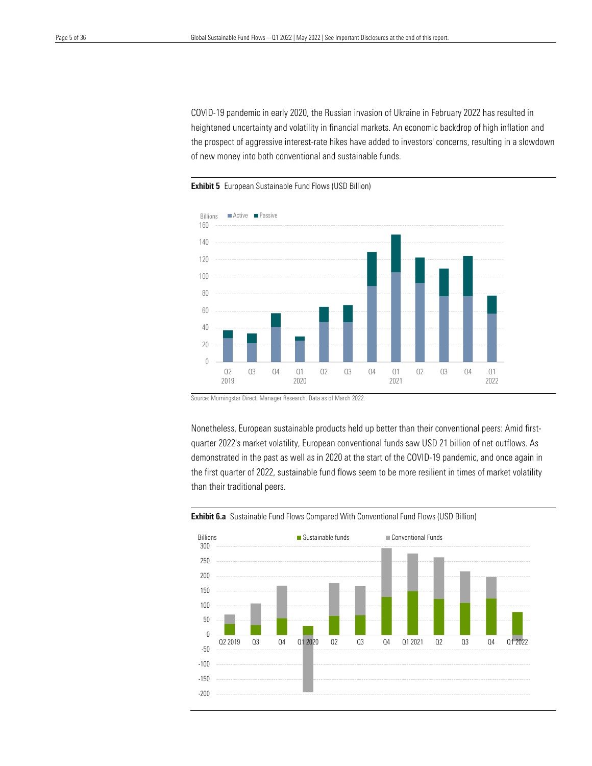COVID-19 pandemic in early 2020, the Russian invasion of Ukraine in February 2022 has resulted in heightened uncertainty and volatility in financial markets. An economic backdrop of high inflation and the prospect of aggressive interest-rate hikes have added to investors' concerns, resulting in a slowdown of new money into both conventional and sustainable funds.

**Exhibit 5** European Sustainable Fund Flows (USD Billion)

Billions
Active
Passive
160
140
120
100
80
60
40
20
0
Q2 2019
Q3
Q4
Q1 2020
Q2
Q3
Q4
Q1 2021
Q2
Q3
Q4
Q1 2022

Source: Morningstar Direct, Manager Research. Data as of March 2022.

Nonetheless, European sustainable products held up better than their conventional peers: Amid first-quarter 2022's market volatility, European conventional funds saw USD 21 billion of net outflows. As demonstrated in the past as well as in 2020 at the start of the COVID-19 pandemic, and once again in the first quarter of 2022, sustainable fund flows seem to be more resilient in times of market volatility than their traditional peers.

**Exhibit 6.a** Sustainable Fund Flows Compared With Conventional Fund Flows (USD Billion)

Billions
Sustainable funds
Conventional Funds
300
250
200
150
100
50
0
-50
-100
-150
-200
Q2 2019
Q3
Q4
Q1 2020
Q2
Q3
Q4
Q1 2021
Q2
Q3
Q4
Q1 2022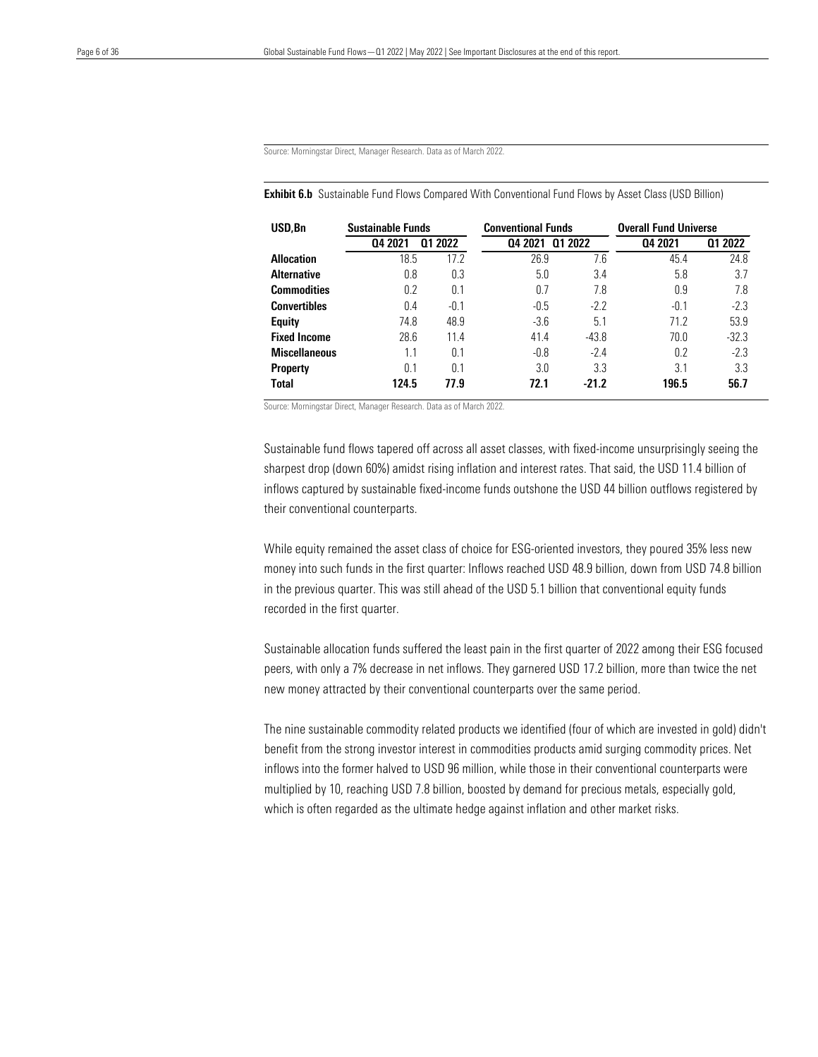Source: Morningstar Direct, Manager Research. Data as of March 2022.

**Exhibit 6.b** Sustainable Fund Flows Compared With Conventional Fund Flows by Asset Class (USD Billion)

| USD,Bn | Sustainable Funds | | Conventional Funds | | Overall Fund Universe | |
|---|---|---|---|---|---|---|
| | Q4 2021 | Q1 2022 | Q4 2021 | Q1 2022 | Q4 2021 | Q1 2022 |
| **Allocation** | 18.5 | 17.2 | 26.9 | 7.6 | 45.4 | 24.8 |
| **Alternative** | 0.8 | 0.3 | 5.0 | 3.4 | 5.8 | 3.7 |
| **Commodities** | 0.2 | 0.1 | 0.7 | 7.8 | 0.9 | 7.8 |
| **Convertibles** | 0.4 | -0.1 | -0.5 | -2.2 | -0.1 | -2.3 |
| **Equity** | 74.8 | 48.9 | -3.6 | 5.1 | 71.2 | 53.9 |
| **Fixed Income** | 28.6 | 11.4 | 41.4 | -43.8 | 70.0 | -32.3 |
| **Miscellaneous** | 1.1 | 0.1 | -0.8 | -2.4 | 0.2 | -2.3 |
| **Property** | 0.1 | 0.1 | 3.0 | 3.3 | 3.1 | 3.3 |
| **Total** | **124.5** | **77.9** | **72.1** | **-21.2** | **196.5** | **56.7** |

Source: Morningstar Direct, Manager Research. Data as of March 2022.

Sustainable fund flows tapered off across all asset classes, with fixed-income unsurprisingly seeing the sharpest drop (down 60%) amidst rising inflation and interest rates. That said, the USD 11.4 billion of inflows captured by sustainable fixed-income funds outshone the USD 44 billion outflows registered by their conventional counterparts.

While equity remained the asset class of choice for ESG-oriented investors, they poured 35% less new money into such funds in the first quarter: Inflows reached USD 48.9 billion, down from USD 74.8 billion in the previous quarter. This was still ahead of the USD 5.1 billion that conventional equity funds recorded in the first quarter.

Sustainable allocation funds suffered the least pain in the first quarter of 2022 among their ESG focused peers, with only a 7% decrease in net inflows. They garnered USD 17.2 billion, more than twice the net new money attracted by their conventional counterparts over the same period.

The nine sustainable commodity related products we identified (four of which are invested in gold) didn't benefit from the strong investor interest in commodities products amid surging commodity prices. Net inflows into the former halved to USD 96 million, while those in their conventional counterparts were multiplied by 10, reaching USD 7.8 billion, boosted by demand for precious metals, especially gold, which is often regarded as the ultimate hedge against inflation and other market risks.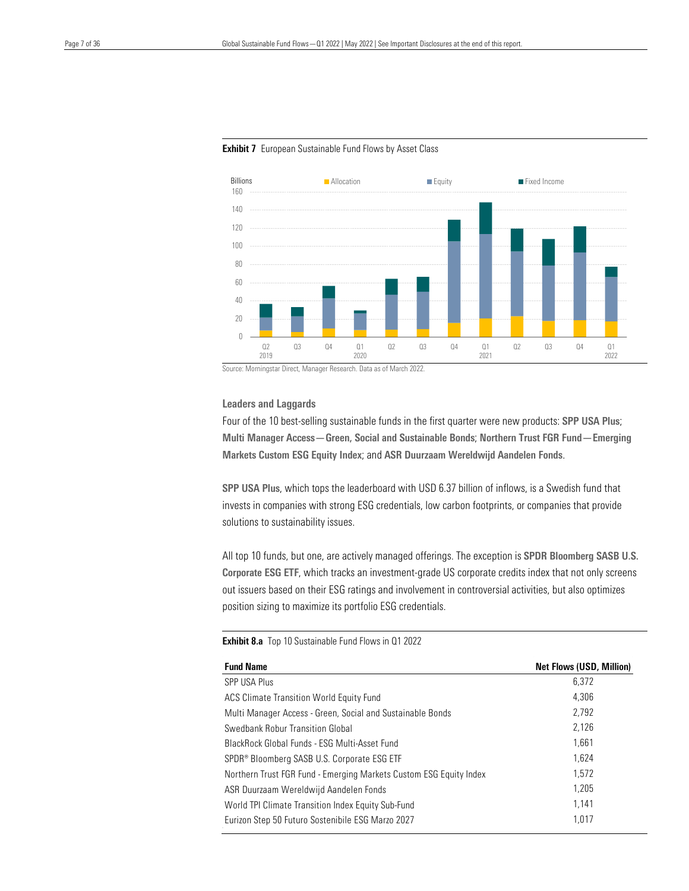**Exhibit 7** European Sustainable Fund Flows by Asset Class

Billions

Allocation

Equity

Fixed Income

160
140
120
100
80
60
40
20
0

Q2 2019
Q3
Q4
Q1 2020
Q2
Q3
Q4
Q1 2021
Q2
Q3
Q4
Q1 2022

Source: Morningstar Direct, Manager Research. Data as of March 2022.

### Leaders and Laggards

Four of the 10 best-selling sustainable funds in the first quarter were new products: **SPP USA Plus**; **Multi Manager Access—Green, Social and Sustainable Bonds**; **Northern Trust FGR Fund—Emerging Markets Custom ESG Equity Index**; and **ASR Duurzaam Wereldwijd Aandelen Fonds**.

**SPP USA Plus**, which tops the leaderboard with USD 6.37 billion of inflows, is a Swedish fund that invests in companies with strong ESG credentials, low carbon footprints, or companies that provide solutions to sustainability issues.

All top 10 funds, but one, are actively managed offerings. The exception is **SPDR Bloomberg SASB U.S. Corporate ESG ETF**, which tracks an investment-grade US corporate credits index that not only screens out issuers based on their ESG ratings and involvement in controversial activities, but also optimizes position sizing to maximize its portfolio ESG credentials.

**Exhibit 8.a** Top 10 Sustainable Fund Flows in Q1 2022

| Fund Name | Net Flows (USD, Million) |
|---|---|
| SPP USA Plus | 6,372 |
| ACS Climate Transition World Equity Fund | 4,306 |
| Multi Manager Access - Green, Social and Sustainable Bonds | 2,792 |
| Swedbank Robur Transition Global | 2,126 |
| BlackRock Global Funds - ESG Multi-Asset Fund | 1,661 |
| SPDR® Bloomberg SASB U.S. Corporate ESG ETF | 1,624 |
| Northern Trust FGR Fund - Emerging Markets Custom ESG Equity Index | 1,572 |
| ASR Duurzaam Wereldwijd Aandelen Fonds | 1,205 |
| World TPI Climate Transition Index Equity Sub-Fund | 1,141 |
| Eurizon Step 50 Futuro Sostenibile ESG Marzo 2027 | 1,017 |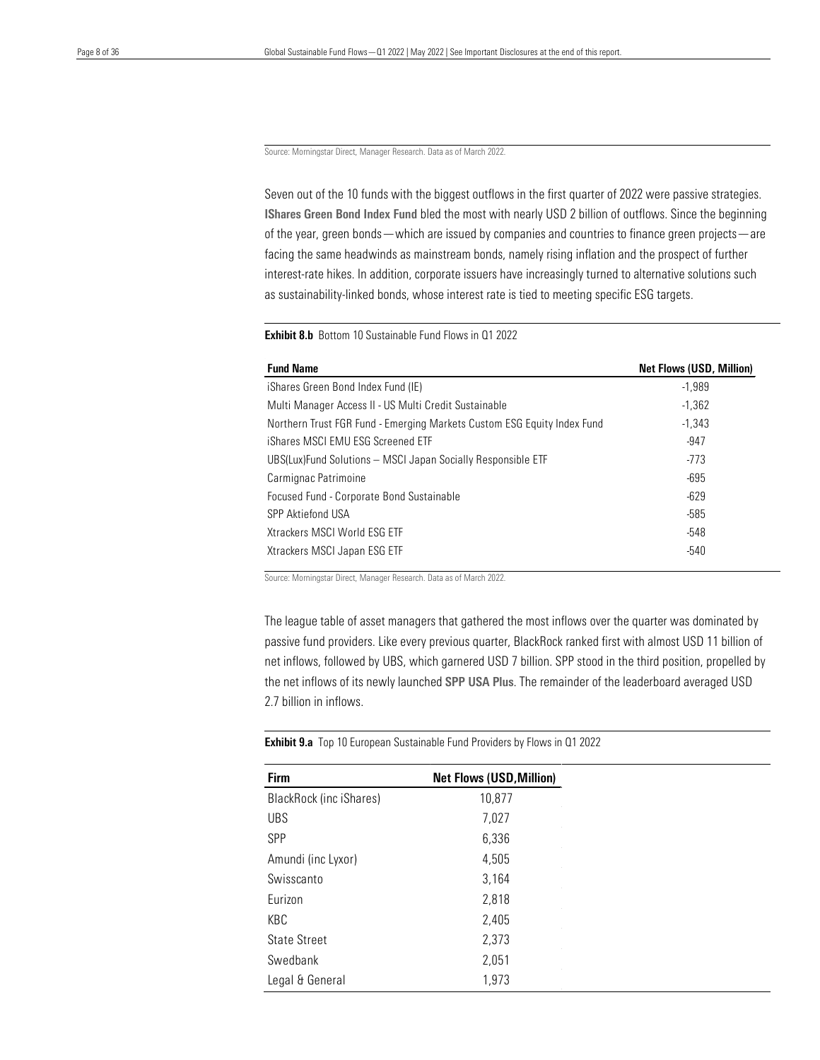Source: Morningstar Direct, Manager Research. Data as of March 2022.

Seven out of the 10 funds with the biggest outflows in the first quarter of 2022 were passive strategies. **IShares Green Bond Index Fund** bled the most with nearly USD 2 billion of outflows. Since the beginning of the year, green bonds—which are issued by companies and countries to finance green projects—are facing the same headwinds as mainstream bonds, namely rising inflation and the prospect of further interest-rate hikes. In addition, corporate issuers have increasingly turned to alternative solutions such as sustainability-linked bonds, whose interest rate is tied to meeting specific ESG targets.

**Exhibit 8.b** Bottom 10 Sustainable Fund Flows in Q1 2022

| Fund Name | Net Flows (USD, Million) |
|---|---|
| iShares Green Bond Index Fund (IE) | -1,989 |
| Multi Manager Access II - US Multi Credit Sustainable | -1,362 |
| Northern Trust FGR Fund - Emerging Markets Custom ESG Equity Index Fund | -1,343 |
| iShares MSCI EMU ESG Screened ETF | -947 |
| UBS(Lux)Fund Solutions – MSCI Japan Socially Responsible ETF | -773 |
| Carmignac Patrimoine | -695 |
| Focused Fund - Corporate Bond Sustainable | -629 |
| SPP Aktiefond USA | -585 |
| Xtrackers MSCI World ESG ETF | -548 |
| Xtrackers MSCI Japan ESG ETF | -540 |

Source: Morningstar Direct, Manager Research. Data as of March 2022.

The league table of asset managers that gathered the most inflows over the quarter was dominated by passive fund providers. Like every previous quarter, BlackRock ranked first with almost USD 11 billion of net inflows, followed by UBS, which garnered USD 7 billion. SPP stood in the third position, propelled by the net inflows of its newly launched **SPP USA Plus**. The remainder of the leaderboard averaged USD 2.7 billion in inflows.

**Exhibit 9.a** Top 10 European Sustainable Fund Providers by Flows in Q1 2022

| Firm | Net Flows (USD,Million) |
|---|---|
| BlackRock (inc iShares) | 10,877 |
| UBS | 7,027 |
| SPP | 6,336 |
| Amundi (inc Lyxor) | 4,505 |
| Swisscanto | 3,164 |
| Eurizon | 2,818 |
| KBC | 2,405 |
| State Street | 2,373 |
| Swedbank | 2,051 |
| Legal & General | 1,973 |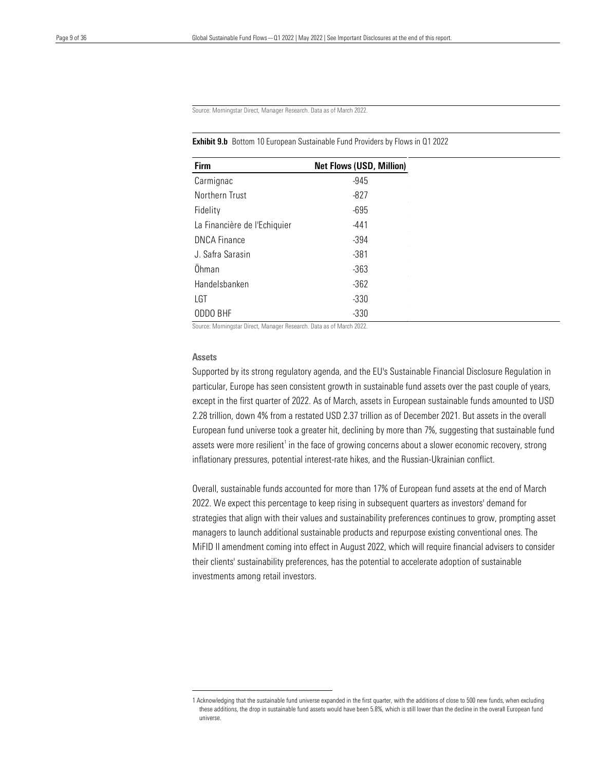Source: Morningstar Direct, Manager Research. Data as of March 2022.

**Exhibit 9.b** Bottom 10 European Sustainable Fund Providers by Flows in Q1 2022

| Firm | Net Flows (USD, Million) |
|---|---|
| Carmignac | -945 |
| Northern Trust | -827 |
| Fidelity | -695 |
| La Financière de l'Echiquier | -441 |
| DNCA Finance | -394 |
| J. Safra Sarasin | -381 |
| Öhman | -363 |
| Handelsbanken | -362 |
| LGT | -330 |
| ODDO BHF | -330 |

Source: Morningstar Direct, Manager Research. Data as of March 2022.

### Assets

Supported by its strong regulatory agenda, and the EU's Sustainable Financial Disclosure Regulation in particular, Europe has seen consistent growth in sustainable fund assets over the past couple of years, except in the first quarter of 2022. As of March, assets in European sustainable funds amounted to USD 2.28 trillion, down 4% from a restated USD 2.37 trillion as of December 2021. But assets in the overall European fund universe took a greater hit, declining by more than 7%, suggesting that sustainable fund assets were more resilient[1] in the face of growing concerns about a slower economic recovery, strong inflationary pressures, potential interest-rate hikes, and the Russian-Ukrainian conflict.

Overall, sustainable funds accounted for more than 17% of European fund assets at the end of March 2022. We expect this percentage to keep rising in subsequent quarters as investors' demand for strategies that align with their values and sustainability preferences continues to grow, prompting asset managers to launch additional sustainable products and repurpose existing conventional ones. The MiFID II amendment coming into effect in August 2022, which will require financial advisers to consider their clients' sustainability preferences, has the potential to accelerate adoption of sustainable investments among retail investors.

1 Acknowledging that the sustainable fund universe expanded in the first quarter, with the additions of close to 500 new funds, when excluding these additions, the drop in sustainable fund assets would have been 5.8%, which is still lower than the decline in the overall European fund universe.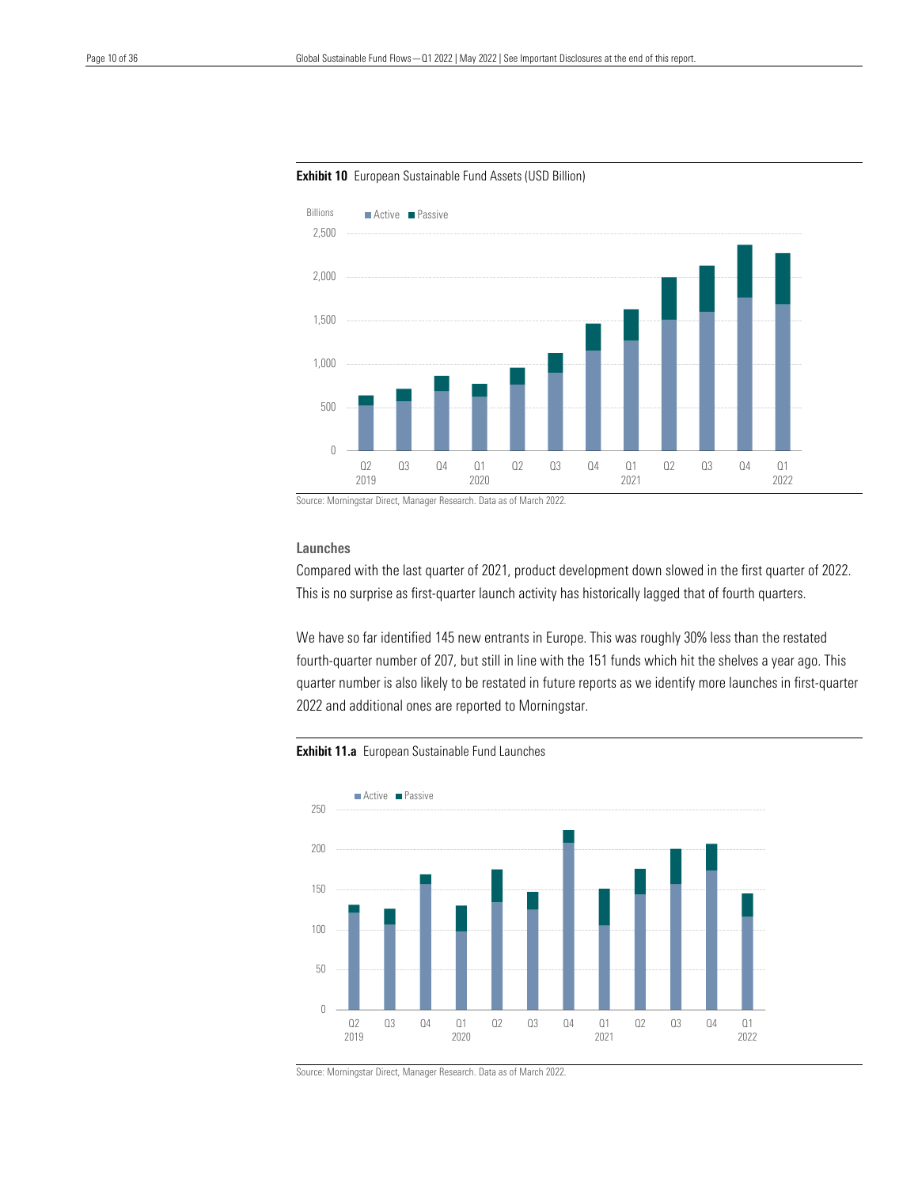**Exhibit 10** European Sustainable Fund Assets (USD Billion)

Billions

Active Passive

2,500
2,000
1,500
1,000
500
0

Q2 2019, Q3, Q4, Q1 2020, Q2, Q3, Q4, Q1 2021, Q2, Q3, Q4, Q1 2022

Source: Morningstar Direct, Manager Research. Data as of March 2022.

### Launches

Compared with the last quarter of 2021, product development down slowed in the first quarter of 2022. This is no surprise as first-quarter launch activity has historically lagged that of fourth quarters.

We have so far identified 145 new entrants in Europe. This was roughly 30% less than the restated fourth-quarter number of 207, but still in line with the 151 funds which hit the shelves a year ago. This quarter number is also likely to be restated in future reports as we identify more launches in first-quarter 2022 and additional ones are reported to Morningstar.

**Exhibit 11.a** European Sustainable Fund Launches

Active Passive

250
200
150
100
50
0

Q2 2019, Q3, Q4, Q1 2020, Q2, Q3, Q4, Q1 2021, Q2, Q3, Q4, Q1 2022

Source: Morningstar Direct, Manager Research. Data as of March 2022.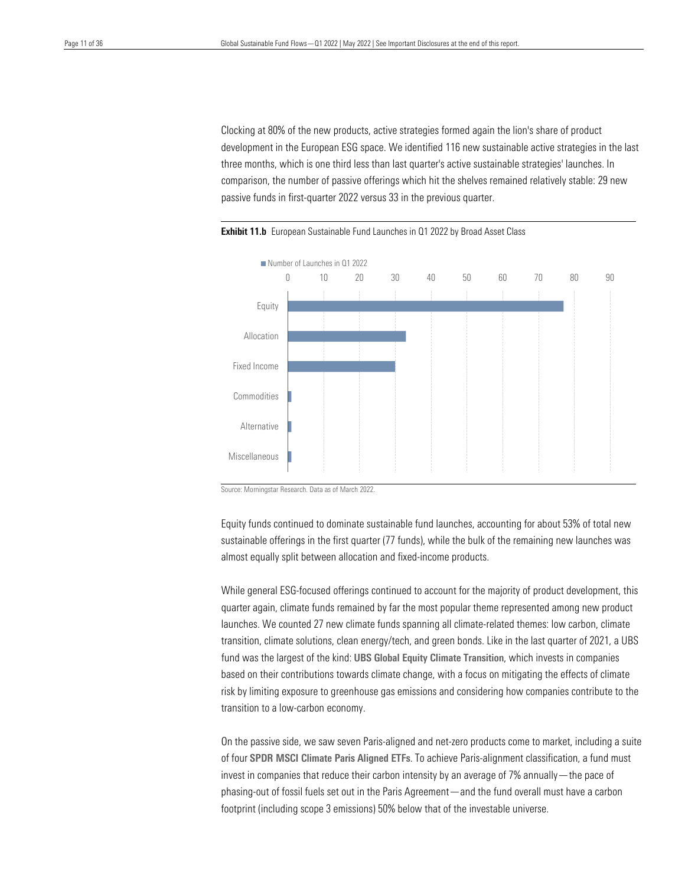Clocking at 80% of the new products, active strategies formed again the lion's share of product development in the European ESG space. We identified 116 new sustainable active strategies in the last three months, which is one third less than last quarter's active sustainable strategies' launches. In comparison, the number of passive offerings which hit the shelves remained relatively stable: 29 new passive funds in first-quarter 2022 versus 33 in the previous quarter.

**Exhibit 11.b** European Sustainable Fund Launches in Q1 2022 by Broad Asset Class

Number of Launches in Q1 2022

0 10 20 30 40 50 60 70 80 90

Equity

Allocation

Fixed Income

Commodities

Alternative

Miscellaneous

Source: Morningstar Research. Data as of March 2022.

Equity funds continued to dominate sustainable fund launches, accounting for about 53% of total new sustainable offerings in the first quarter (77 funds), while the bulk of the remaining new launches was almost equally split between allocation and fixed-income products.

While general ESG-focused offerings continued to account for the majority of product development, this quarter again, climate funds remained by far the most popular theme represented among new product launches. We counted 27 new climate funds spanning all climate-related themes: low carbon, climate transition, climate solutions, clean energy/tech, and green bonds. Like in the last quarter of 2021, a UBS fund was the largest of the kind: **UBS Global Equity Climate Transition**, which invests in companies based on their contributions towards climate change, with a focus on mitigating the effects of climate risk by limiting exposure to greenhouse gas emissions and considering how companies contribute to the transition to a low-carbon economy.

On the passive side, we saw seven Paris-aligned and net-zero products come to market, including a suite of four **SPDR MSCI Climate Paris Aligned ETFs**. To achieve Paris-alignment classification, a fund must invest in companies that reduce their carbon intensity by an average of 7% annually—the pace of phasing-out of fossil fuels set out in the Paris Agreement—and the fund overall must have a carbon footprint (including scope 3 emissions) 50% below that of the investable universe.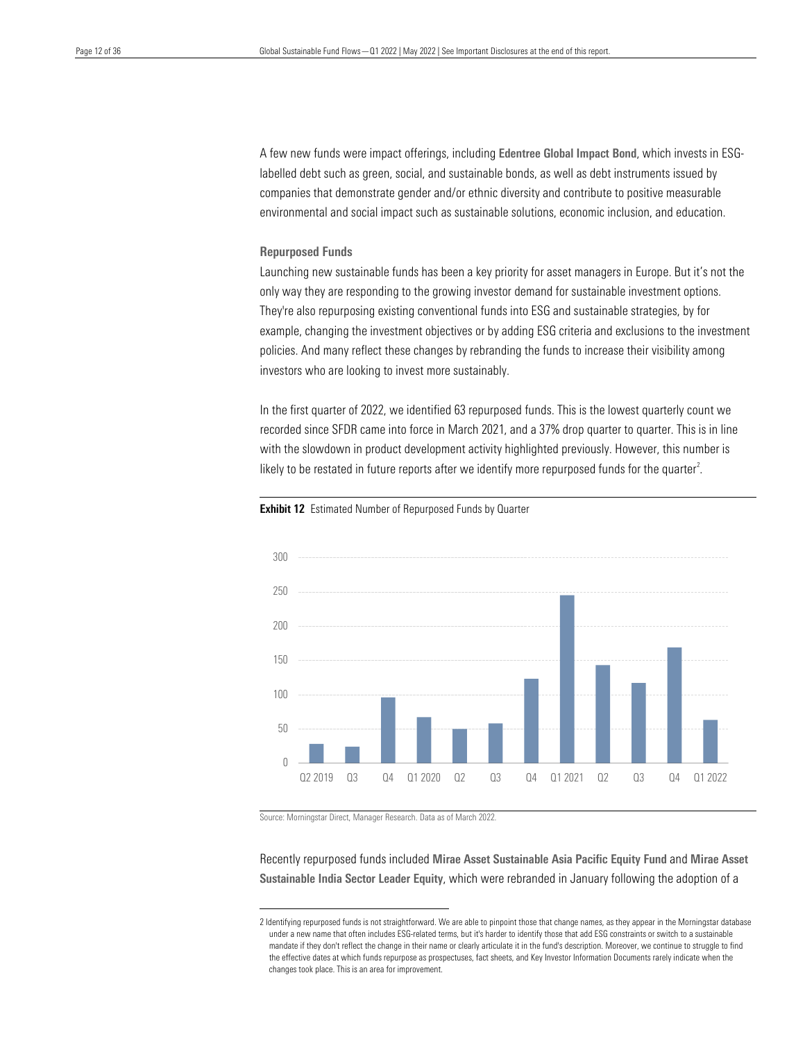A few new funds were impact offerings, including **Edentree Global Impact Bond**, which invests in ESG-labelled debt such as green, social, and sustainable bonds, as well as debt instruments issued by companies that demonstrate gender and/or ethnic diversity and contribute to positive measurable environmental and social impact such as sustainable solutions, economic inclusion, and education.

### Repurposed Funds

Launching new sustainable funds has been a key priority for asset managers in Europe. But it's not the only way they are responding to the growing investor demand for sustainable investment options. They're also repurposing existing conventional funds into ESG and sustainable strategies, by for example, changing the investment objectives or by adding ESG criteria and exclusions to the investment policies. And many reflect these changes by rebranding the funds to increase their visibility among investors who are looking to invest more sustainably.

In the first quarter of 2022, we identified 63 repurposed funds. This is the lowest quarterly count we recorded since SFDR came into force in March 2021, and a 37% drop quarter to quarter. This is in line with the slowdown in product development activity highlighted previously. However, this number is likely to be restated in future reports after we identify more repurposed funds for the quarter[2].

**Exhibit 12** Estimated Number of Repurposed Funds by Quarter

300
250
200
150
100
50
0

Q2 2019 Q3 Q4 Q1 2020 Q2 Q3 Q4 Q1 2021 Q2 Q3 Q4 Q1 2022

Source: Morningstar Direct, Manager Research. Data as of March 2022.

Recently repurposed funds included **Mirae Asset Sustainable Asia Pacific Equity Fund** and **Mirae Asset Sustainable India Sector Leader Equity**, which were rebranded in January following the adoption of a

---

2 Identifying repurposed funds is not straightforward. We are able to pinpoint those that change names, as they appear in the Morningstar database under a new name that often includes ESG-related terms, but it's harder to identify those that add ESG constraints or switch to a sustainable mandate if they don't reflect the change in their name or clearly articulate it in the fund's description. Moreover, we continue to struggle to find the effective dates at which funds repurpose as prospectuses, fact sheets, and Key Investor Information Documents rarely indicate when the changes took place. This is an area for improvement.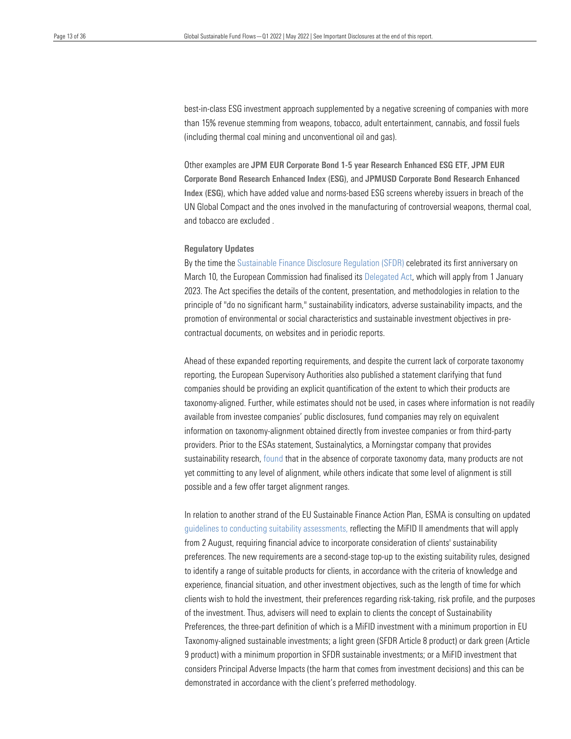best-in-class ESG investment approach supplemented by a negative screening of companies with more than 15% revenue stemming from weapons, tobacco, adult entertainment, cannabis, and fossil fuels (including thermal coal mining and unconventional oil and gas).

Other examples are **JPM EUR Corporate Bond 1-5 year Research Enhanced ESG ETF**, **JPM EUR Corporate Bond Research Enhanced Index (ESG)**, and **JPMUSD Corporate Bond Research Enhanced Index (ESG)**, which have added value and norms-based ESG screens whereby issuers in breach of the UN Global Compact and the ones involved in the manufacturing of controversial weapons, thermal coal, and tobacco are excluded .

### Regulatory Updates

By the time the Sustainable Finance Disclosure Regulation (SFDR) celebrated its first anniversary on March 10, the European Commission had finalised its Delegated Act, which will apply from 1 January 2023. The Act specifies the details of the content, presentation, and methodologies in relation to the principle of "do no significant harm," sustainability indicators, adverse sustainability impacts, and the promotion of environmental or social characteristics and sustainable investment objectives in pre-contractual documents, on websites and in periodic reports.

Ahead of these expanded reporting requirements, and despite the current lack of corporate taxonomy reporting, the European Supervisory Authorities also published a statement clarifying that fund companies should be providing an explicit quantification of the extent to which their products are taxonomy-aligned. Further, while estimates should not be used, in cases where information is not readily available from investee companies' public disclosures, fund companies may rely on equivalent information on taxonomy-alignment obtained directly from investee companies or from third-party providers. Prior to the ESAs statement, Sustainalytics, a Morningstar company that provides sustainability research, found that in the absence of corporate taxonomy data, many products are not yet committing to any level of alignment, while others indicate that some level of alignment is still possible and a few offer target alignment ranges.

In relation to another strand of the EU Sustainable Finance Action Plan, ESMA is consulting on updated guidelines to conducting suitability assessments, reflecting the MiFID II amendments that will apply from 2 August, requiring financial advice to incorporate consideration of clients' sustainability preferences. The new requirements are a second-stage top-up to the existing suitability rules, designed to identify a range of suitable products for clients, in accordance with the criteria of knowledge and experience, financial situation, and other investment objectives, such as the length of time for which clients wish to hold the investment, their preferences regarding risk-taking, risk profile, and the purposes of the investment. Thus, advisers will need to explain to clients the concept of Sustainability Preferences, the three-part definition of which is a MiFID investment with a minimum proportion in EU Taxonomy-aligned sustainable investments; a light green (SFDR Article 8 product) or dark green (Article 9 product) with a minimum proportion in SFDR sustainable investments; or a MiFID investment that considers Principal Adverse Impacts (the harm that comes from investment decisions) and this can be demonstrated in accordance with the client's preferred methodology.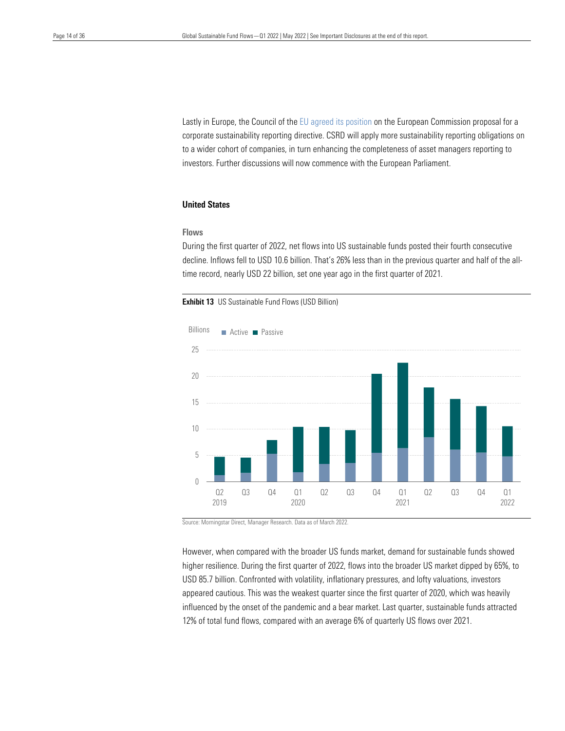Lastly in Europe, the Council of the EU agreed its position on the European Commission proposal for a corporate sustainability reporting directive. CSRD will apply more sustainability reporting obligations on to a wider cohort of companies, in turn enhancing the completeness of asset managers reporting to investors. Further discussions will now commence with the European Parliament.

## United States

### Flows

During the first quarter of 2022, net flows into US sustainable funds posted their fourth consecutive decline. Inflows fell to USD 10.6 billion. That's 26% less than in the previous quarter and half of the all-time record, nearly USD 22 billion, set one year ago in the first quarter of 2021.

**Exhibit 13** US Sustainable Fund Flows (USD Billion)

Billions
Active
Passive
25
20
15
10
5
0
Q2 2019
Q3
Q4
Q1 2020
Q2
Q3
Q4
Q1 2021
Q2
Q3
Q4
Q1 2022

Source: Morningstar Direct, Manager Research. Data as of March 2022.

However, when compared with the broader US funds market, demand for sustainable funds showed higher resilience. During the first quarter of 2022, flows into the broader US market dipped by 65%, to USD 85.7 billion. Confronted with volatility, inflationary pressures, and lofty valuations, investors appeared cautious. This was the weakest quarter since the first quarter of 2020, which was heavily influenced by the onset of the pandemic and a bear market. Last quarter, sustainable funds attracted 12% of total fund flows, compared with an average 6% of quarterly US flows over 2021.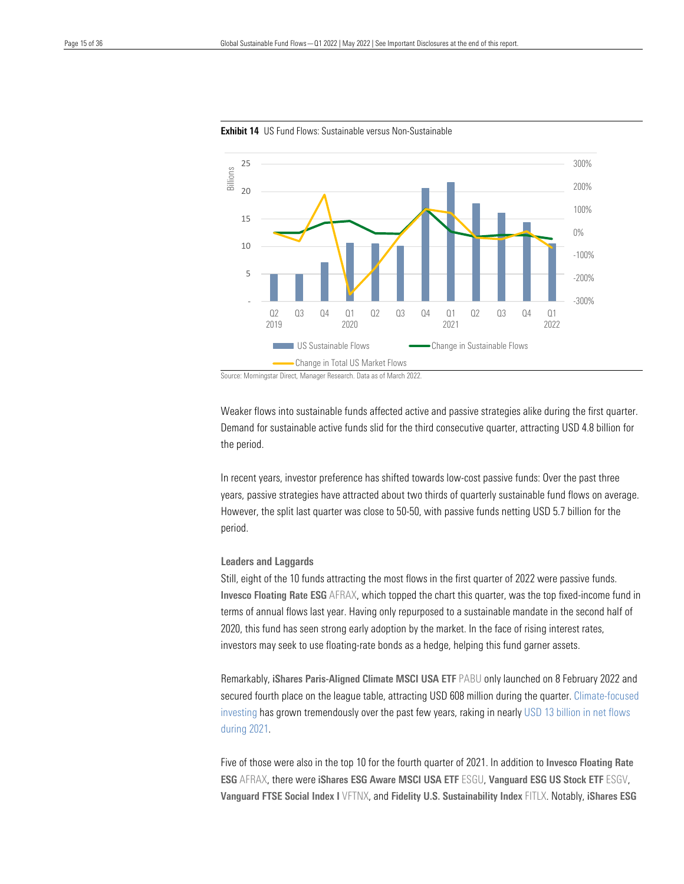**Exhibit 14** US Fund Flows: Sustainable versus Non-Sustainable

Billions

25
20
15
10
5
-

300%
200%
100%
0%
-100%
-200%
-300%

Q2 2019 Q3 Q4 Q1 2020 Q2 Q3 Q4 Q1 2021 Q2 Q3 Q4 Q1 2022

US Sustainable Flows
Change in Sustainable Flows
Change in Total US Market Flows

Source: Morningstar Direct, Manager Research. Data as of March 2022.

Weaker flows into sustainable funds affected active and passive strategies alike during the first quarter. Demand for sustainable active funds slid for the third consecutive quarter, attracting USD 4.8 billion for the period.

In recent years, investor preference has shifted towards low-cost passive funds: Over the past three years, passive strategies have attracted about two thirds of quarterly sustainable fund flows on average. However, the split last quarter was close to 50-50, with passive funds netting USD 5.7 billion for the period.

### Leaders and Laggards

Still, eight of the 10 funds attracting the most flows in the first quarter of 2022 were passive funds. **Invesco Floating Rate ESG** AFRAX, which topped the chart this quarter, was the top fixed-income fund in terms of annual flows last year. Having only repurposed to a sustainable mandate in the second half of 2020, this fund has seen strong early adoption by the market. In the face of rising interest rates, investors may seek to use floating-rate bonds as a hedge, helping this fund garner assets.

Remarkably, **iShares Paris-Aligned Climate MSCI USA ETF** PABU only launched on 8 February 2022 and secured fourth place on the league table, attracting USD 608 million during the quarter. Climate-focused investing has grown tremendously over the past few years, raking in nearly USD 13 billion in net flows during 2021.

Five of those were also in the top 10 for the fourth quarter of 2021. In addition to **Invesco Floating Rate ESG** AFRAX, there were **iShares ESG Aware MSCI USA ETF** ESGU, **Vanguard ESG US Stock ETF** ESGV, **Vanguard FTSE Social Index I** VFTNX, and **Fidelity U.S. Sustainability Index** FITLX. Notably, **iShares ESG**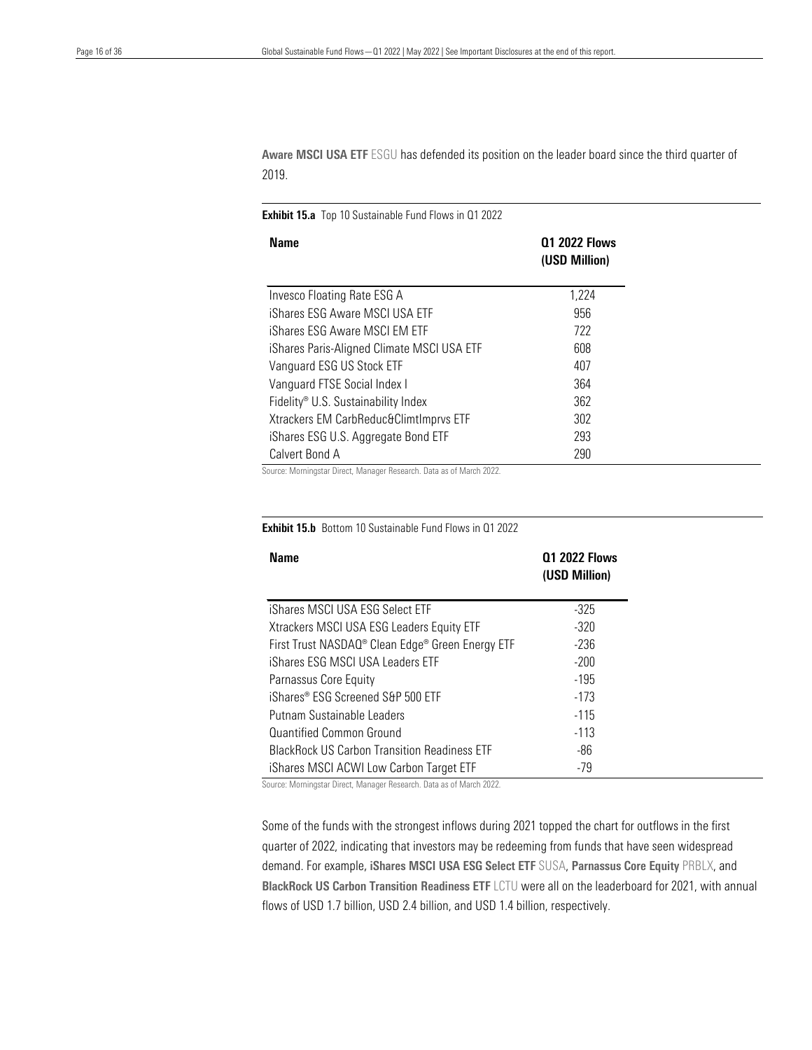**Aware MSCI USA ETF** ESGU has defended its position on the leader board since the third quarter of 2019.

**Exhibit 15.a** Top 10 Sustainable Fund Flows in Q1 2022

| Name | Q1 2022 Flows (USD Million) |
|---|---|
| Invesco Floating Rate ESG A | 1,224 |
| iShares ESG Aware MSCI USA ETF | 956 |
| iShares ESG Aware MSCI EM ETF | 722 |
| iShares Paris-Aligned Climate MSCI USA ETF | 608 |
| Vanguard ESG US Stock ETF | 407 |
| Vanguard FTSE Social Index I | 364 |
| Fidelity® U.S. Sustainability Index | 362 |
| Xtrackers EM CarbReduc&ClimtImprvs ETF | 302 |
| iShares ESG U.S. Aggregate Bond ETF | 293 |
| Calvert Bond A | 290 |

Source: Morningstar Direct, Manager Research. Data as of March 2022.

**Exhibit 15.b** Bottom 10 Sustainable Fund Flows in Q1 2022

| Name | Q1 2022 Flows (USD Million) |
|---|---|
| iShares MSCI USA ESG Select ETF | -325 |
| Xtrackers MSCI USA ESG Leaders Equity ETF | -320 |
| First Trust NASDAQ® Clean Edge® Green Energy ETF | -236 |
| iShares ESG MSCI USA Leaders ETF | -200 |
| Parnassus Core Equity | -195 |
| iShares® ESG Screened S&P 500 ETF | -173 |
| Putnam Sustainable Leaders | -115 |
| Quantified Common Ground | -113 |
| BlackRock US Carbon Transition Readiness ETF | -86 |
| iShares MSCI ACWI Low Carbon Target ETF | -79 |

Source: Morningstar Direct, Manager Research. Data as of March 2022.

Some of the funds with the strongest inflows during 2021 topped the chart for outflows in the first quarter of 2022, indicating that investors may be redeeming from funds that have seen widespread demand. For example, **iShares MSCI USA ESG Select ETF** SUSA, **Parnassus Core Equity** PRBLX, and **BlackRock US Carbon Transition Readiness ETF** LCTU were all on the leaderboard for 2021, with annual flows of USD 1.7 billion, USD 2.4 billion, and USD 1.4 billion, respectively.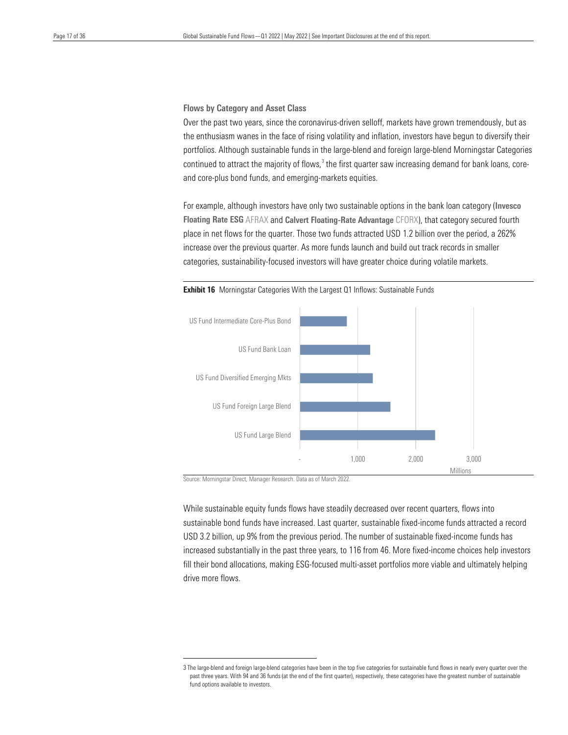### Flows by Category and Asset Class

Over the past two years, since the coronavirus-driven selloff, markets have grown tremendously, but as the enthusiasm wanes in the face of rising volatility and inflation, investors have begun to diversify their portfolios. Although sustainable funds in the large-blend and foreign large-blend Morningstar Categories continued to attract the majority of flows,[3] the first quarter saw increasing demand for bank loans, core- and core-plus bond funds, and emerging-markets equities.

For example, although investors have only two sustainable options in the bank loan category (**Invesco Floating Rate ESG** AFRAX and **Calvert Floating-Rate Advantage** CFORX), that category secured fourth place in net flows for the quarter. Those two funds attracted USD 1.2 billion over the period, a 262% increase over the previous quarter. As more funds launch and build out track records in smaller categories, sustainability-focused investors will have greater choice during volatile markets.

**Exhibit 16** Morningstar Categories With the Largest Q1 Inflows: Sustainable Funds

US Fund Intermediate Core-Plus Bond
US Fund Bank Loan
US Fund Diversified Emerging Mkts
US Fund Foreign Large Blend
US Fund Large Blend

-
1,000
2,000
3,000
Millions

Source: Morningstar Direct, Manager Research. Data as of March 2022.

While sustainable equity funds flows have steadily decreased over recent quarters, flows into sustainable bond funds have increased. Last quarter, sustainable fixed-income funds attracted a record USD 3.2 billion, up 9% from the previous period. The number of sustainable fixed-income funds has increased substantially in the past three years, to 116 from 46. More fixed-income choices help investors fill their bond allocations, making ESG-focused multi-asset portfolios more viable and ultimately helping drive more flows.

3 The large-blend and foreign large-blend categories have been in the top five categories for sustainable fund flows in nearly every quarter over the past three years. With 94 and 36 funds (at the end of the first quarter), respectively, these categories have the greatest number of sustainable fund options available to investors.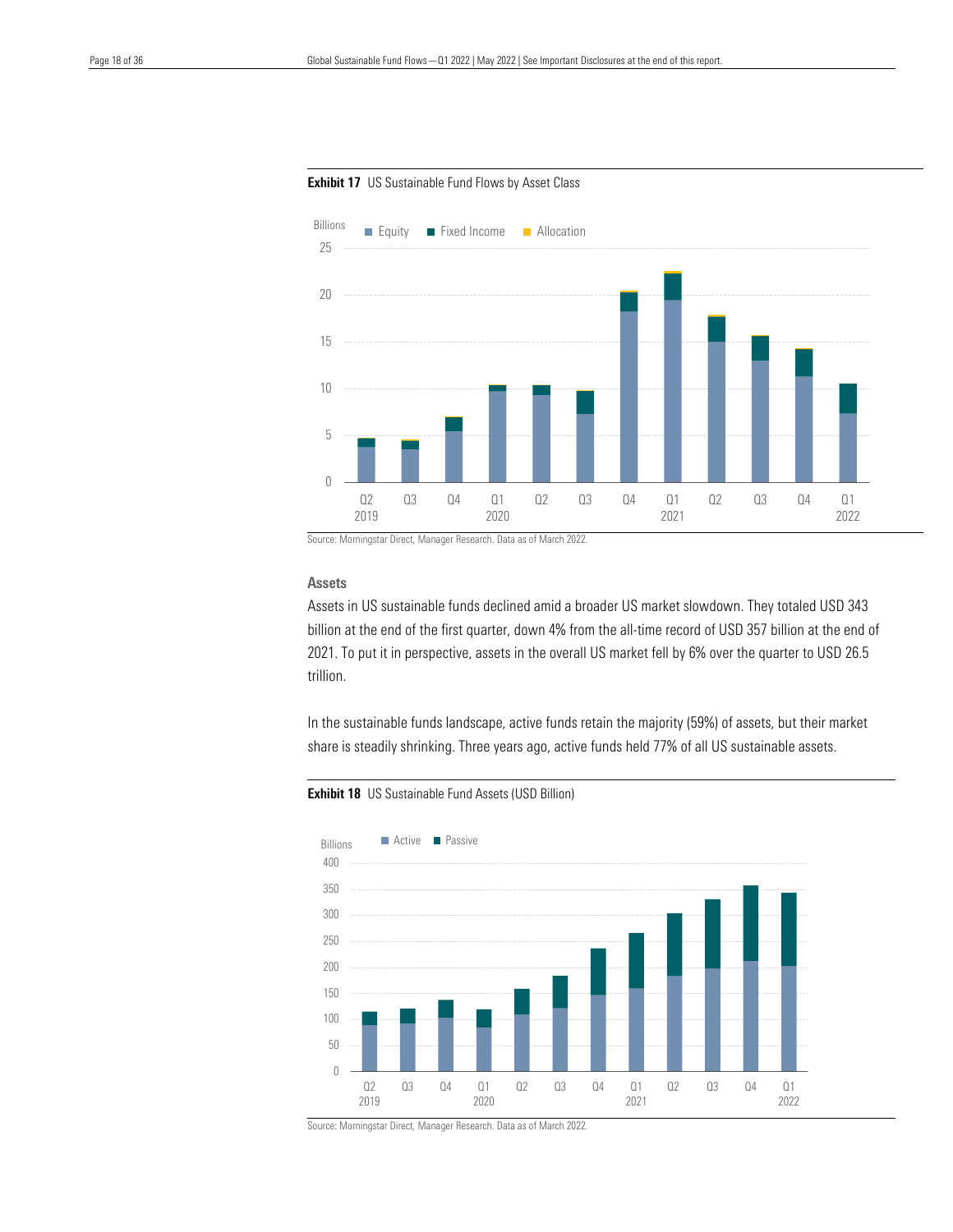**Exhibit 17** US Sustainable Fund Flows by Asset Class

Billions
Equity
Fixed Income
Allocation

25
20
15
10
5
0

Q2 2019
Q3
Q4
Q1 2020
Q2
Q3
Q4
Q1 2021
Q2
Q3
Q4
Q1 2022

Source: Morningstar Direct, Manager Research. Data as of March 2022.

### Assets

Assets in US sustainable funds declined amid a broader US market slowdown. They totaled USD 343 billion at the end of the first quarter, down 4% from the all-time record of USD 357 billion at the end of 2021. To put it in perspective, assets in the overall US market fell by 6% over the quarter to USD 26.5 trillion.

In the sustainable funds landscape, active funds retain the majority (59%) of assets, but their market share is steadily shrinking. Three years ago, active funds held 77% of all US sustainable assets.

**Exhibit 18** US Sustainable Fund Assets (USD Billion)

Billions
Active
Passive

400
350
300
250
200
150
100
50
0

Q2 2019
Q3
Q4
Q1 2020
Q2
Q3
Q4
Q1 2021
Q2
Q3
Q4
Q1 2022

Source: Morningstar Direct, Manager Research. Data as of March 2022.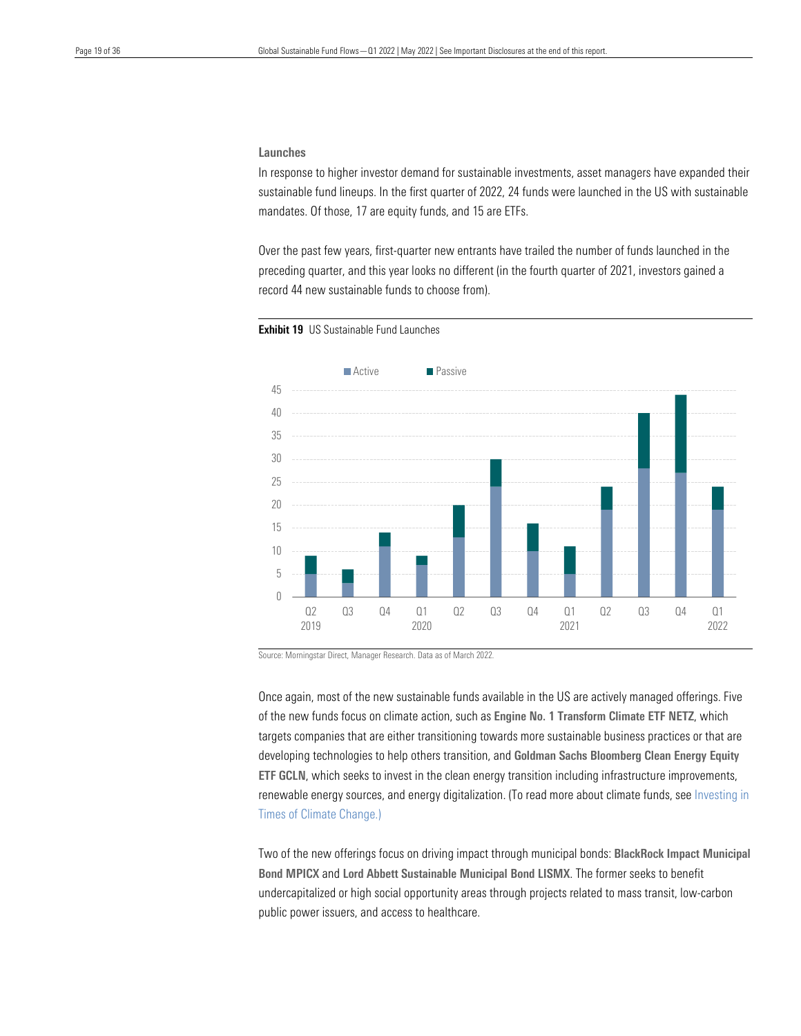### Launches

In response to higher investor demand for sustainable investments, asset managers have expanded their sustainable fund lineups. In the first quarter of 2022, 24 funds were launched in the US with sustainable mandates. Of those, 17 are equity funds, and 15 are ETFs.

Over the past few years, first-quarter new entrants have trailed the number of funds launched in the preceding quarter, and this year looks no different (in the fourth quarter of 2021, investors gained a record 44 new sustainable funds to choose from).

**Exhibit 19** US Sustainable Fund Launches

Active
Passive

45
40
35
30
25
20
15
10
5
0

Q2 2019
Q3
Q4
Q1 2020
Q2
Q3
Q4
Q1 2021
Q2
Q3
Q4
Q1 2022

Source: Morningstar Direct, Manager Research. Data as of March 2022.

Once again, most of the new sustainable funds available in the US are actively managed offerings. Five of the new funds focus on climate action, such as **Engine No. 1 Transform Climate ETF NETZ**, which targets companies that are either transitioning towards more sustainable business practices or that are developing technologies to help others transition, and **Goldman Sachs Bloomberg Clean Energy Equity ETF GCLN**, which seeks to invest in the clean energy transition including infrastructure improvements, renewable energy sources, and energy digitalization. (To read more about climate funds, see Investing in Times of Climate Change.)

Two of the new offerings focus on driving impact through municipal bonds: **BlackRock Impact Municipal Bond MPICX** and **Lord Abbett Sustainable Municipal Bond LISMX**. The former seeks to benefit undercapitalized or high social opportunity areas through projects related to mass transit, low-carbon public power issuers, and access to healthcare.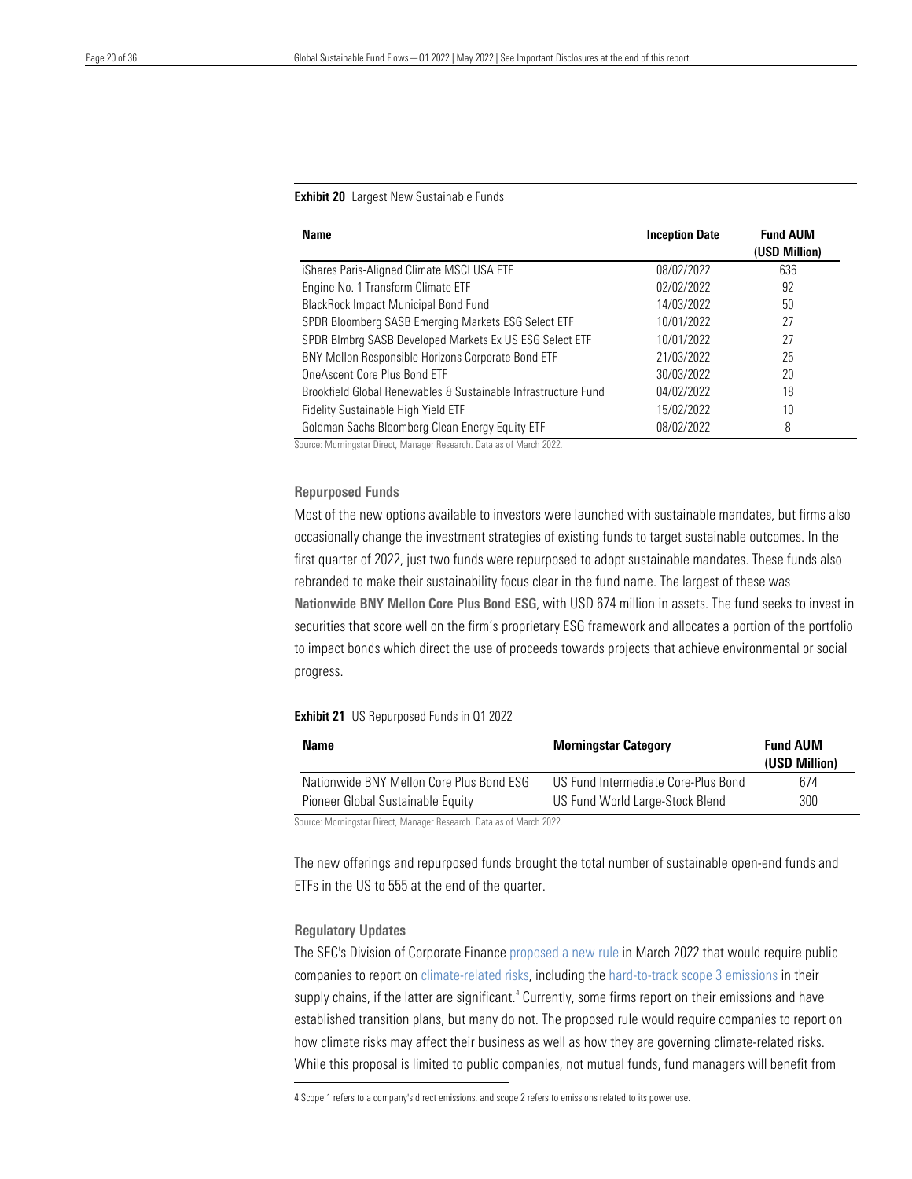**Exhibit 20** Largest New Sustainable Funds

| Name | Inception Date | Fund AUM (USD Million) |
|---|---|---|
| iShares Paris-Aligned Climate MSCI USA ETF | 08/02/2022 | 636 |
| Engine No. 1 Transform Climate ETF | 02/02/2022 | 92 |
| BlackRock Impact Municipal Bond Fund | 14/03/2022 | 50 |
| SPDR Bloomberg SASB Emerging Markets ESG Select ETF | 10/01/2022 | 27 |
| SPDR Blmbrg SASB Developed Markets Ex US ESG Select ETF | 10/01/2022 | 27 |
| BNY Mellon Responsible Horizons Corporate Bond ETF | 21/03/2022 | 25 |
| OneAscent Core Plus Bond ETF | 30/03/2022 | 20 |
| Brookfield Global Renewables & Sustainable Infrastructure Fund | 04/02/2022 | 18 |
| Fidelity Sustainable High Yield ETF | 15/02/2022 | 10 |
| Goldman Sachs Bloomberg Clean Energy Equity ETF | 08/02/2022 | 8 |

Source: Morningstar Direct, Manager Research. Data as of March 2022.

### Repurposed Funds

Most of the new options available to investors were launched with sustainable mandates, but firms also occasionally change the investment strategies of existing funds to target sustainable outcomes. In the first quarter of 2022, just two funds were repurposed to adopt sustainable mandates. These funds also rebranded to make their sustainability focus clear in the fund name. The largest of these was **Nationwide BNY Mellon Core Plus Bond ESG**, with USD 674 million in assets. The fund seeks to invest in securities that score well on the firm's proprietary ESG framework and allocates a portion of the portfolio to impact bonds which direct the use of proceeds towards projects that achieve environmental or social progress.

**Exhibit 21** US Repurposed Funds in Q1 2022

| Name | Morningstar Category | Fund AUM (USD Million) |
|---|---|---|
| Nationwide BNY Mellon Core Plus Bond ESG | US Fund Intermediate Core-Plus Bond | 674 |
| Pioneer Global Sustainable Equity | US Fund World Large-Stock Blend | 300 |

Source: Morningstar Direct, Manager Research. Data as of March 2022.

The new offerings and repurposed funds brought the total number of sustainable open-end funds and ETFs in the US to 555 at the end of the quarter.

### Regulatory Updates

The SEC's Division of Corporate Finance proposed a new rule in March 2022 that would require public companies to report on climate-related risks, including the hard-to-track scope 3 emissions in their supply chains, if the latter are significant.[4] Currently, some firms report on their emissions and have established transition plans, but many do not. The proposed rule would require companies to report on how climate risks may affect their business as well as how they are governing climate-related risks. While this proposal is limited to public companies, not mutual funds, fund managers will benefit from

4 Scope 1 refers to a company's direct emissions, and scope 2 refers to emissions related to its power use.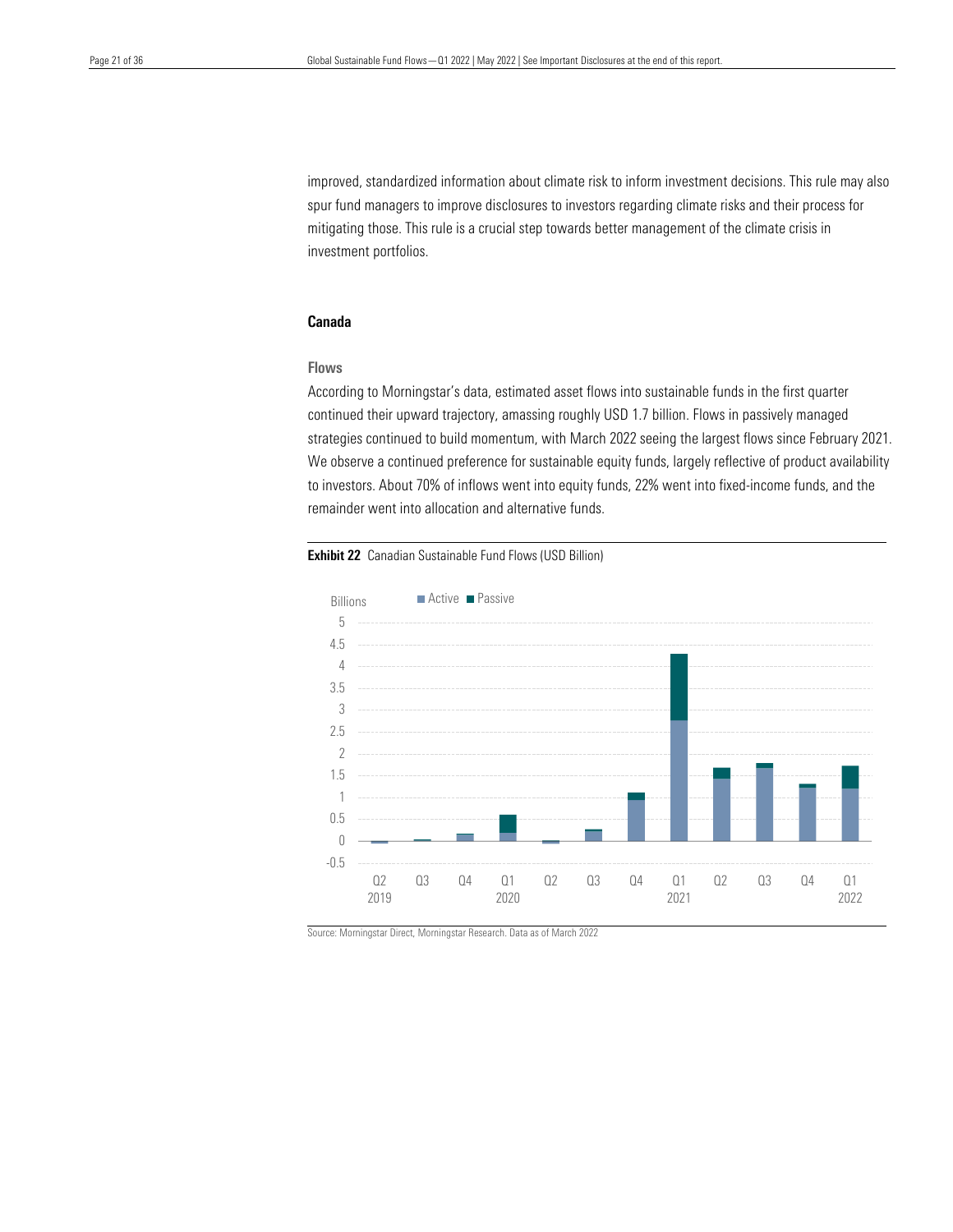improved, standardized information about climate risk to inform investment decisions. This rule may also spur fund managers to improve disclosures to investors regarding climate risks and their process for mitigating those. This rule is a crucial step towards better management of the climate crisis in investment portfolios.

## Canada

### Flows

According to Morningstar's data, estimated asset flows into sustainable funds in the first quarter continued their upward trajectory, amassing roughly USD 1.7 billion. Flows in passively managed strategies continued to build momentum, with March 2022 seeing the largest flows since February 2021. We observe a continued preference for sustainable equity funds, largely reflective of product availability to investors. About 70% of inflows went into equity funds, 22% went into fixed-income funds, and the remainder went into allocation and alternative funds.

**Exhibit 22** Canadian Sustainable Fund Flows (USD Billion)

Billions
Active Passive
5
4.5
4
3.5
3
2.5
2
1.5
1
0.5
0
-0.5
Q2 2019
Q3
Q4
Q1 2020
Q2
Q3
Q4
Q1 2021
Q2
Q3
Q4
Q1 2022

Source: Morningstar Direct, Morningstar Research. Data as of March 2022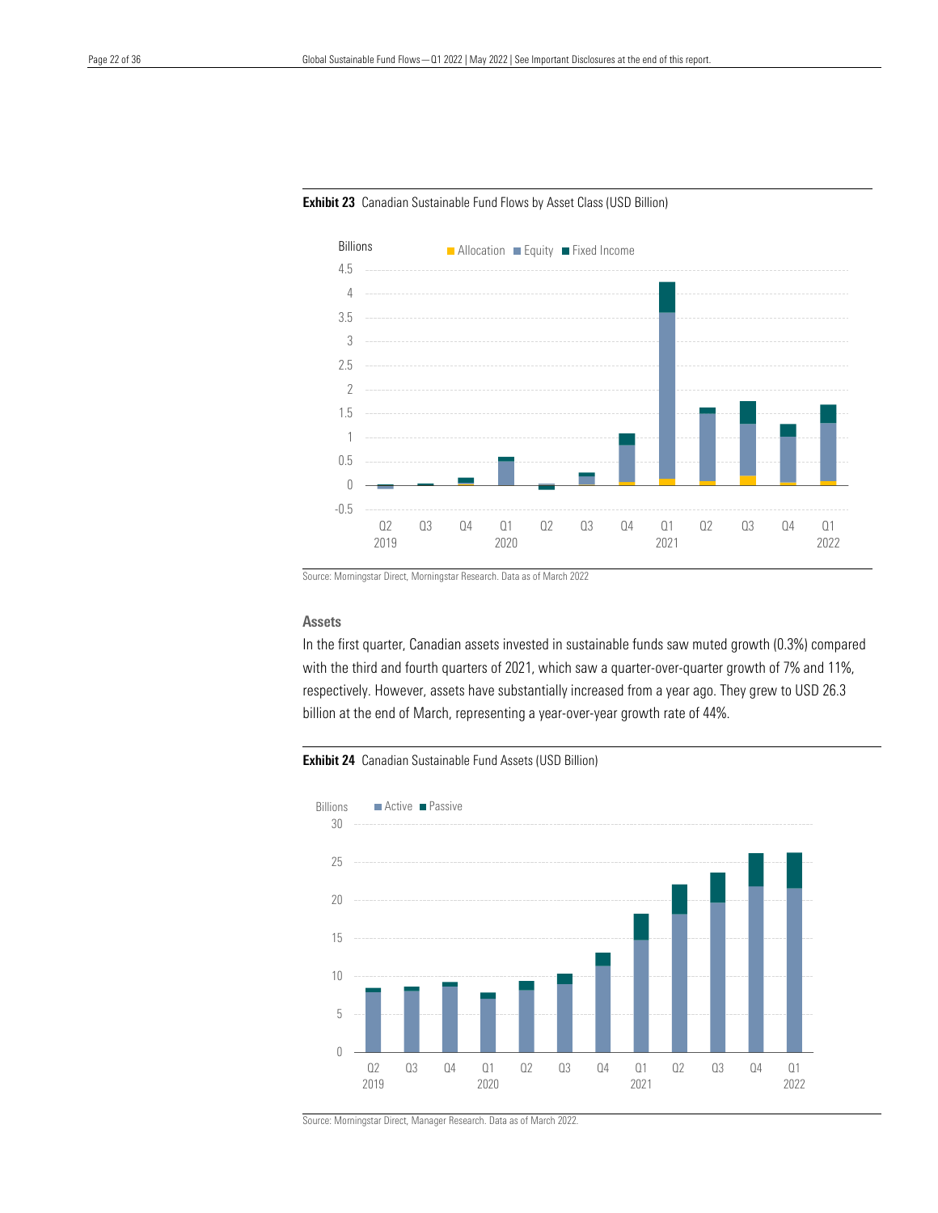**Exhibit 23** Canadian Sustainable Fund Flows by Asset Class (USD Billion)

Billions
Allocation Equity Fixed Income

4.5
4
3.5
3
2.5
2
1.5
1
0.5
0
-0.5

Q2 2019
Q3
Q4
Q1 2020
Q2
Q3
Q4
Q1 2021
Q2
Q3
Q4
Q1 2022

Source: Morningstar Direct, Morningstar Research. Data as of March 2022

### Assets

In the first quarter, Canadian assets invested in sustainable funds saw muted growth (0.3%) compared with the third and fourth quarters of 2021, which saw a quarter-over-quarter growth of 7% and 11%, respectively. However, assets have substantially increased from a year ago. They grew to USD 26.3 billion at the end of March, representing a year-over-year growth rate of 44%.

**Exhibit 24** Canadian Sustainable Fund Assets (USD Billion)

Billions
Active Passive

30
25
20
15
10
5
0

Q2 2019
Q3
Q4
Q1 2020
Q2
Q3
Q4
Q1 2021
Q2
Q3
Q4
Q1 2022

Source: Morningstar Direct, Manager Research. Data as of March 2022.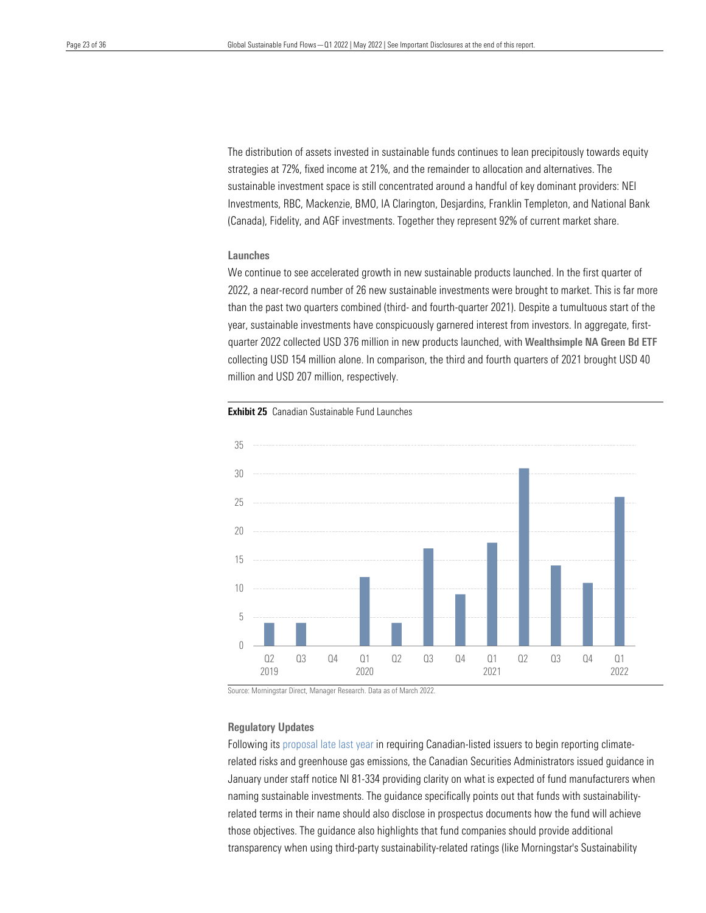The distribution of assets invested in sustainable funds continues to lean precipitously towards equity strategies at 72%, fixed income at 21%, and the remainder to allocation and alternatives. The sustainable investment space is still concentrated around a handful of key dominant providers: NEI Investments, RBC, Mackenzie, BMO, IA Clarington, Desjardins, Franklin Templeton, and National Bank (Canada), Fidelity, and AGF investments. Together they represent 92% of current market share.

### Launches

We continue to see accelerated growth in new sustainable products launched. In the first quarter of 2022, a near-record number of 26 new sustainable investments were brought to market. This is far more than the past two quarters combined (third- and fourth-quarter 2021). Despite a tumultuous start of the year, sustainable investments have conspicuously garnered interest from investors. In aggregate, first-quarter 2022 collected USD 376 million in new products launched, with **Wealthsimple NA Green Bd ETF** collecting USD 154 million alone. In comparison, the third and fourth quarters of 2021 brought USD 40 million and USD 207 million, respectively.

**Exhibit 25** Canadian Sustainable Fund Launches

35
30
25
20
15
10
5
0

Q2 2019, Q3, Q4, Q1 2020, Q2, Q3, Q4, Q1 2021, Q2, Q3, Q4, Q1 2022

Source: Morningstar Direct, Manager Research. Data as of March 2022.

### Regulatory Updates

Following its proposal late last year in requiring Canadian-listed issuers to begin reporting climate-related risks and greenhouse gas emissions, the Canadian Securities Administrators issued guidance in January under staff notice NI 81-334 providing clarity on what is expected of fund manufacturers when naming sustainable investments. The guidance specifically points out that funds with sustainability-related terms in their name should also disclose in prospectus documents how the fund will achieve those objectives. The guidance also highlights that fund companies should provide additional transparency when using third-party sustainability-related ratings (like Morningstar's Sustainability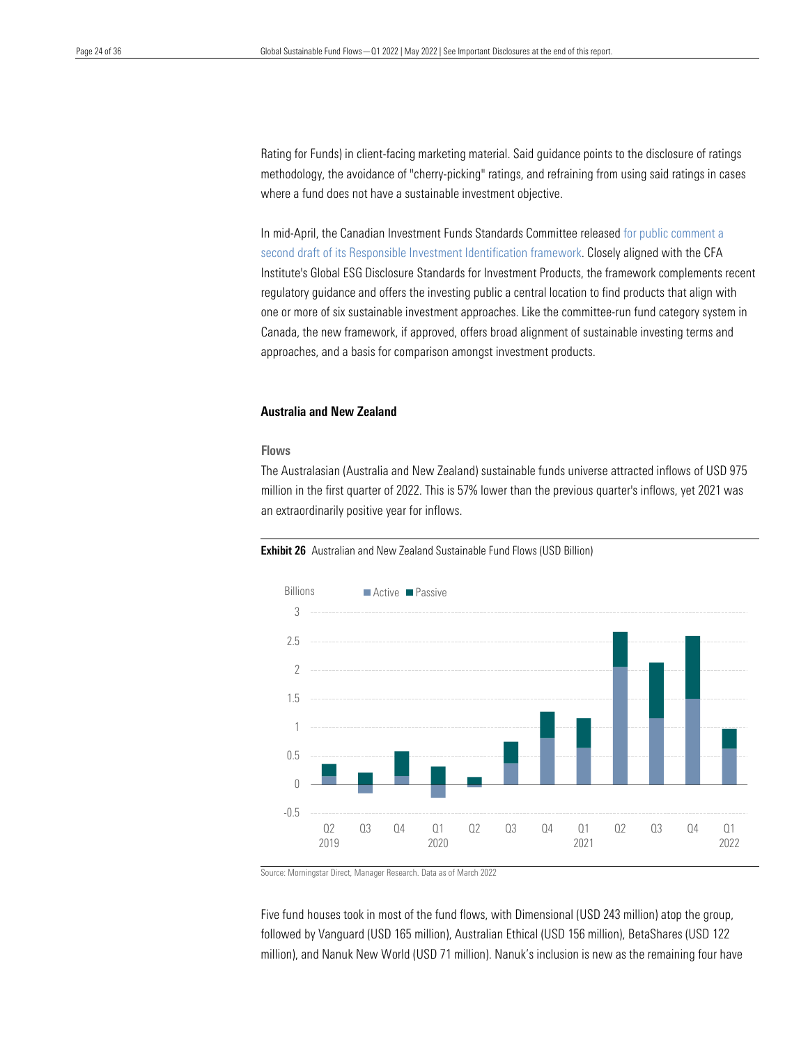Rating for Funds) in client-facing marketing material. Said guidance points to the disclosure of ratings methodology, the avoidance of "cherry-picking" ratings, and refraining from using said ratings in cases where a fund does not have a sustainable investment objective.

In mid-April, the Canadian Investment Funds Standards Committee released for public comment a second draft of its Responsible Investment Identification framework. Closely aligned with the CFA Institute's Global ESG Disclosure Standards for Investment Products, the framework complements recent regulatory guidance and offers the investing public a central location to find products that align with one or more of six sustainable investment approaches. Like the committee-run fund category system in Canada, the new framework, if approved, offers broad alignment of sustainable investing terms and approaches, and a basis for comparison amongst investment products.

## Australia and New Zealand

### Flows

The Australasian (Australia and New Zealand) sustainable funds universe attracted inflows of USD 975 million in the first quarter of 2022. This is 57% lower than the previous quarter's inflows, yet 2021 was an extraordinarily positive year for inflows.

**Exhibit 26** Australian and New Zealand Sustainable Fund Flows (USD Billion)

Billions
Active Passive
3
2.5
2
1.5
1
0.5
0
-0.5
Q2 2019 Q3 Q4 Q1 2020 Q2 Q3 Q4 Q1 2021 Q2 Q3 Q4 Q1 2022

Source: Morningstar Direct, Manager Research. Data as of March 2022

Five fund houses took in most of the fund flows, with Dimensional (USD 243 million) atop the group, followed by Vanguard (USD 165 million), Australian Ethical (USD 156 million), BetaShares (USD 122 million), and Nanuk New World (USD 71 million). Nanuk's inclusion is new as the remaining four have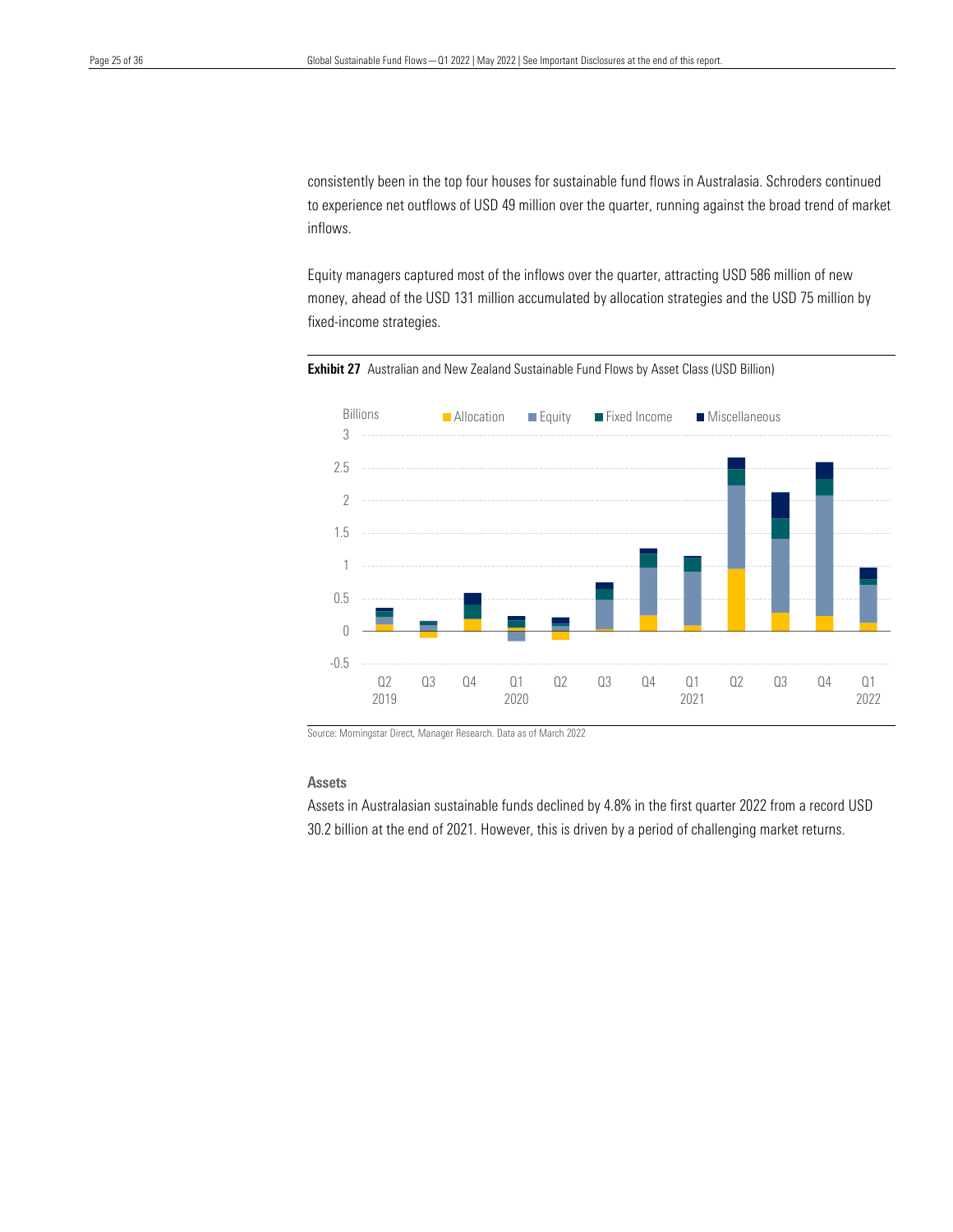consistently been in the top four houses for sustainable fund flows in Australasia. Schroders continued to experience net outflows of USD 49 million over the quarter, running against the broad trend of market inflows.

Equity managers captured most of the inflows over the quarter, attracting USD 586 million of new money, ahead of the USD 131 million accumulated by allocation strategies and the USD 75 million by fixed-income strategies.

**Exhibit 27** Australian and New Zealand Sustainable Fund Flows by Asset Class (USD Billion)

Billions

Allocation
Equity
Fixed Income
Miscellaneous

3
2.5
2
1.5
1
0.5
0
-0.5

Q2 2019
Q3
Q4
Q1 2020
Q2
Q3
Q4
Q1 2021
Q2
Q3
Q4
Q1 2022

Source: Morningstar Direct, Manager Research. Data as of March 2022

### Assets

Assets in Australasian sustainable funds declined by 4.8% in the first quarter 2022 from a record USD 30.2 billion at the end of 2021. However, this is driven by a period of challenging market returns.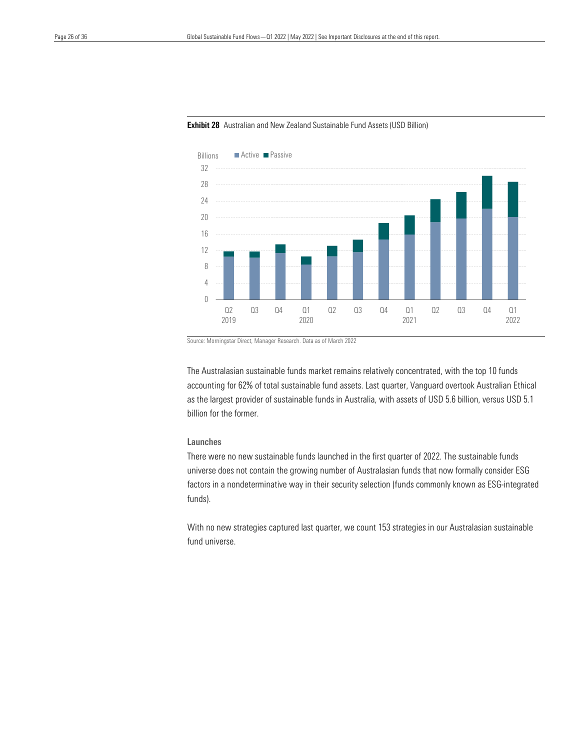**Exhibit 28** Australian and New Zealand Sustainable Fund Assets (USD Billion)

Billions
Active
Passive

32
28
24
20
16
12
8
4
0

Q2 2019
Q3
Q4
Q1 2020
Q2
Q3
Q4
Q1 2021
Q2
Q3
Q4
Q1 2022

Source: Morningstar Direct, Manager Research. Data as of March 2022

The Australasian sustainable funds market remains relatively concentrated, with the top 10 funds accounting for 62% of total sustainable fund assets. Last quarter, Vanguard overtook Australian Ethical as the largest provider of sustainable funds in Australia, with assets of USD 5.6 billion, versus USD 5.1 billion for the former.

### Launches

There were no new sustainable funds launched in the first quarter of 2022. The sustainable funds universe does not contain the growing number of Australasian funds that now formally consider ESG factors in a nondeterminative way in their security selection (funds commonly known as ESG-integrated funds).

With no new strategies captured last quarter, we count 153 strategies in our Australasian sustainable fund universe.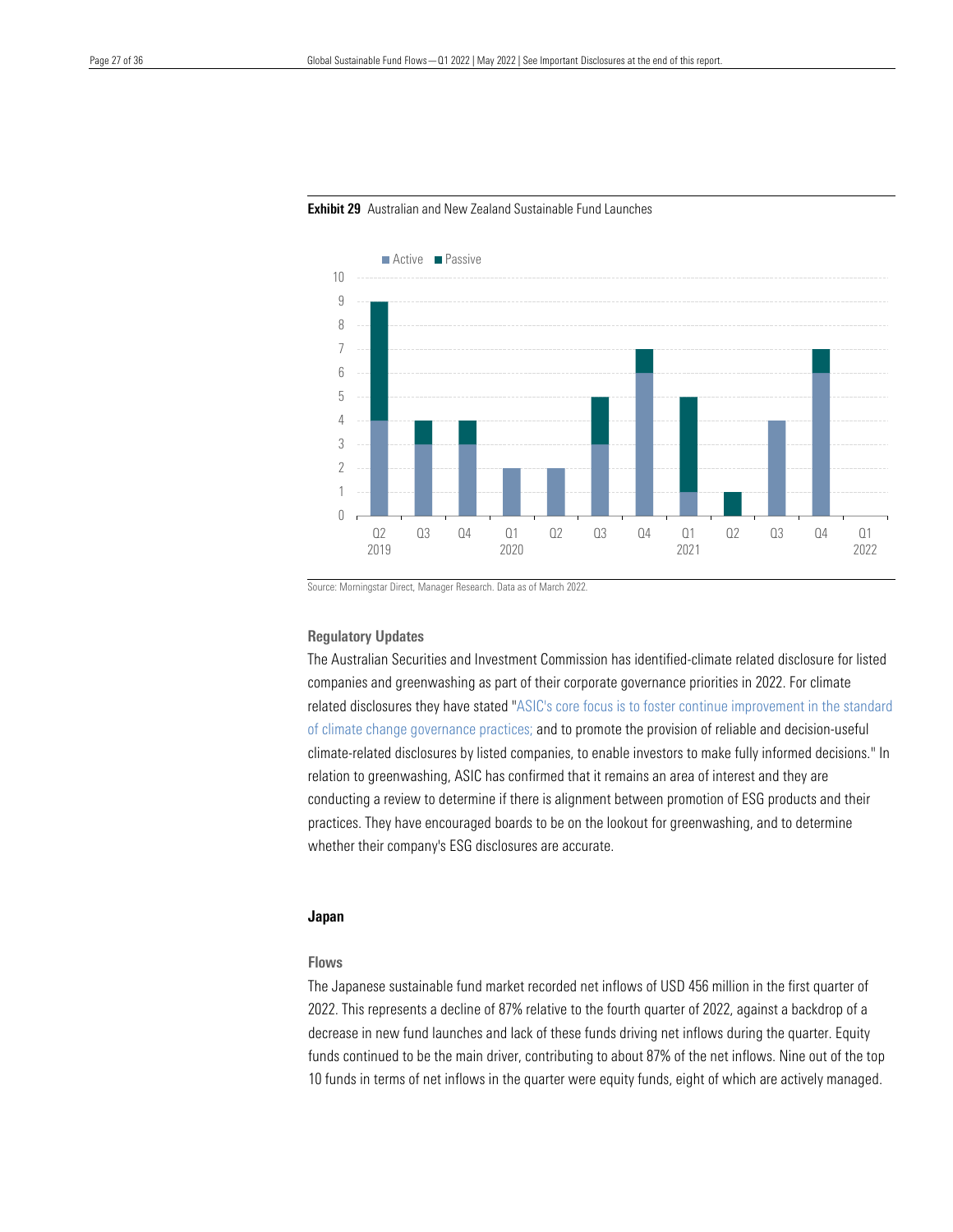**Exhibit 29** Australian and New Zealand Sustainable Fund Launches

Active Passive

10
9
8
7
6
5
4
3
2
1
0

Q2 2019 Q3 Q4 Q1 2020 Q2 Q3 Q4 Q1 2021 Q2 Q3 Q4 Q1 2022

Source: Morningstar Direct, Manager Research. Data as of March 2022.

### Regulatory Updates

The Australian Securities and Investment Commission has identified-climate related disclosure for listed companies and greenwashing as part of their corporate governance priorities in 2022. For climate related disclosures they have stated "ASIC's core focus is to foster continue improvement in the standard of climate change governance practices; and to promote the provision of reliable and decision-useful climate-related disclosures by listed companies, to enable investors to make fully informed decisions." In relation to greenwashing, ASIC has confirmed that it remains an area of interest and they are conducting a review to determine if there is alignment between promotion of ESG products and their practices. They have encouraged boards to be on the lookout for greenwashing, and to determine whether their company's ESG disclosures are accurate.

## Japan

### Flows

The Japanese sustainable fund market recorded net inflows of USD 456 million in the first quarter of 2022. This represents a decline of 87% relative to the fourth quarter of 2022, against a backdrop of a decrease in new fund launches and lack of these funds driving net inflows during the quarter. Equity funds continued to be the main driver, contributing to about 87% of the net inflows. Nine out of the top 10 funds in terms of net inflows in the quarter were equity funds, eight of which are actively managed.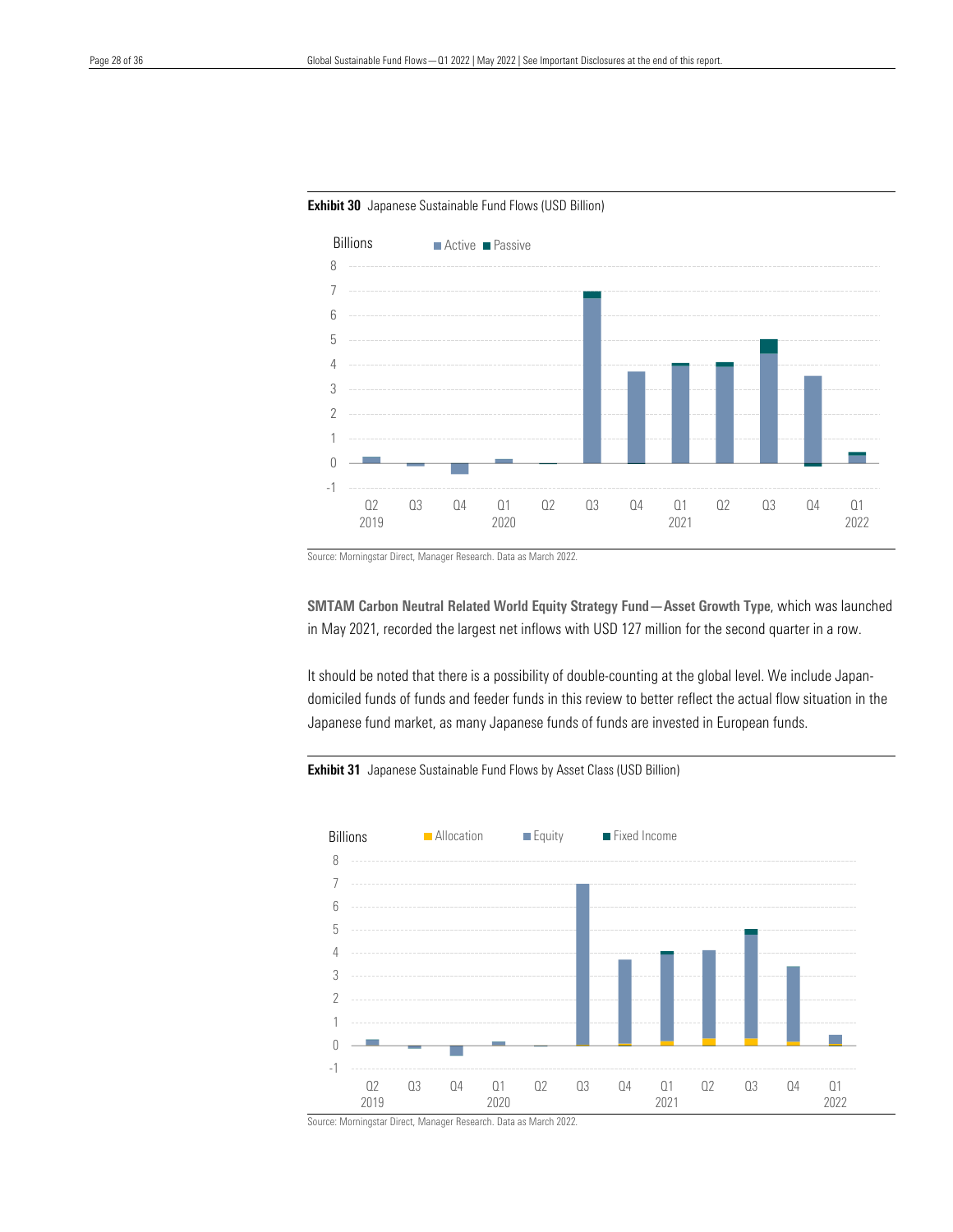**Exhibit 30** Japanese Sustainable Fund Flows (USD Billion)

Billions
Active
Passive

8
7
6
5
4
3
2
1
0
-1

Q2 2019
Q3
Q4
Q1 2020
Q2
Q3
Q4
Q1 2021
Q2
Q3
Q4
Q1 2022

Source: Morningstar Direct, Manager Research. Data as March 2022.

**SMTAM Carbon Neutral Related World Equity Strategy Fund—Asset Growth Type**, which was launched in May 2021, recorded the largest net inflows with USD 127 million for the second quarter in a row.

It should be noted that there is a possibility of double-counting at the global level. We include Japan-domiciled funds of funds and feeder funds in this review to better reflect the actual flow situation in the Japanese fund market, as many Japanese funds of funds are invested in European funds.

**Exhibit 31** Japanese Sustainable Fund Flows by Asset Class (USD Billion)

Billions
Allocation
Equity
Fixed Income

8
7
6
5
4
3
2
1
0
-1

Q2 2019
Q3
Q4
Q1 2020
Q2
Q3
Q4
Q1 2021
Q2
Q3
Q4
Q1 2022

Source: Morningstar Direct, Manager Research. Data as March 2022.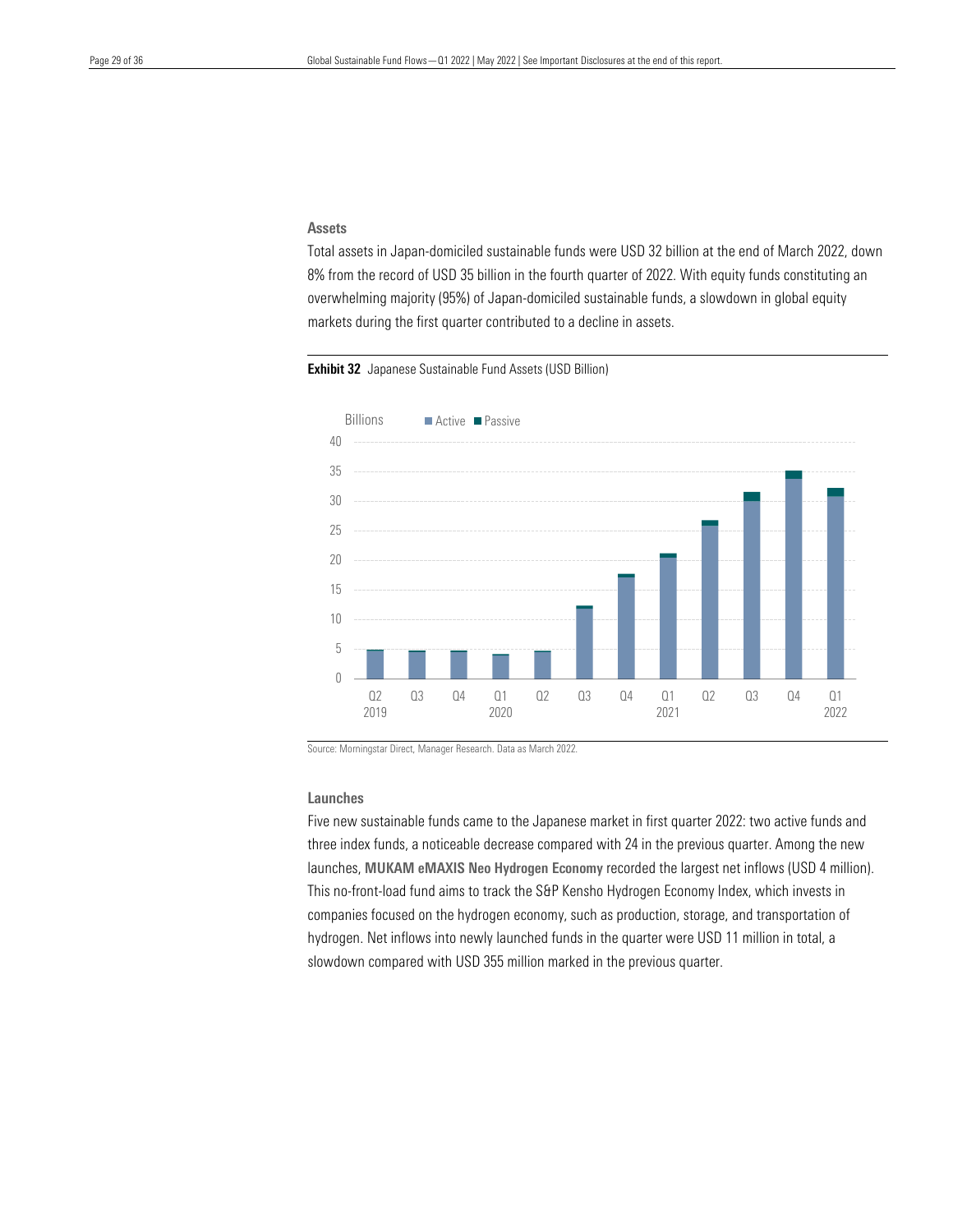### Assets

Total assets in Japan-domiciled sustainable funds were USD 32 billion at the end of March 2022, down 8% from the record of USD 35 billion in the fourth quarter of 2022. With equity funds constituting an overwhelming majority (95%) of Japan-domiciled sustainable funds, a slowdown in global equity markets during the first quarter contributed to a decline in assets.

**Exhibit 32** Japanese Sustainable Fund Assets (USD Billion)

Billions
Active
Passive
40
35
30
25
20
15
10
5
0
Q2 2019
Q3
Q4
Q1 2020
Q2
Q3
Q4
Q1 2021
Q2
Q3
Q4
Q1 2022

Source: Morningstar Direct, Manager Research. Data as March 2022.

### Launches

Five new sustainable funds came to the Japanese market in first quarter 2022: two active funds and three index funds, a noticeable decrease compared with 24 in the previous quarter. Among the new launches, **MUKAM eMAXIS Neo Hydrogen Economy** recorded the largest net inflows (USD 4 million). This no-front-load fund aims to track the S&P Kensho Hydrogen Economy Index, which invests in companies focused on the hydrogen economy, such as production, storage, and transportation of hydrogen. Net inflows into newly launched funds in the quarter were USD 11 million in total, a slowdown compared with USD 355 million marked in the previous quarter.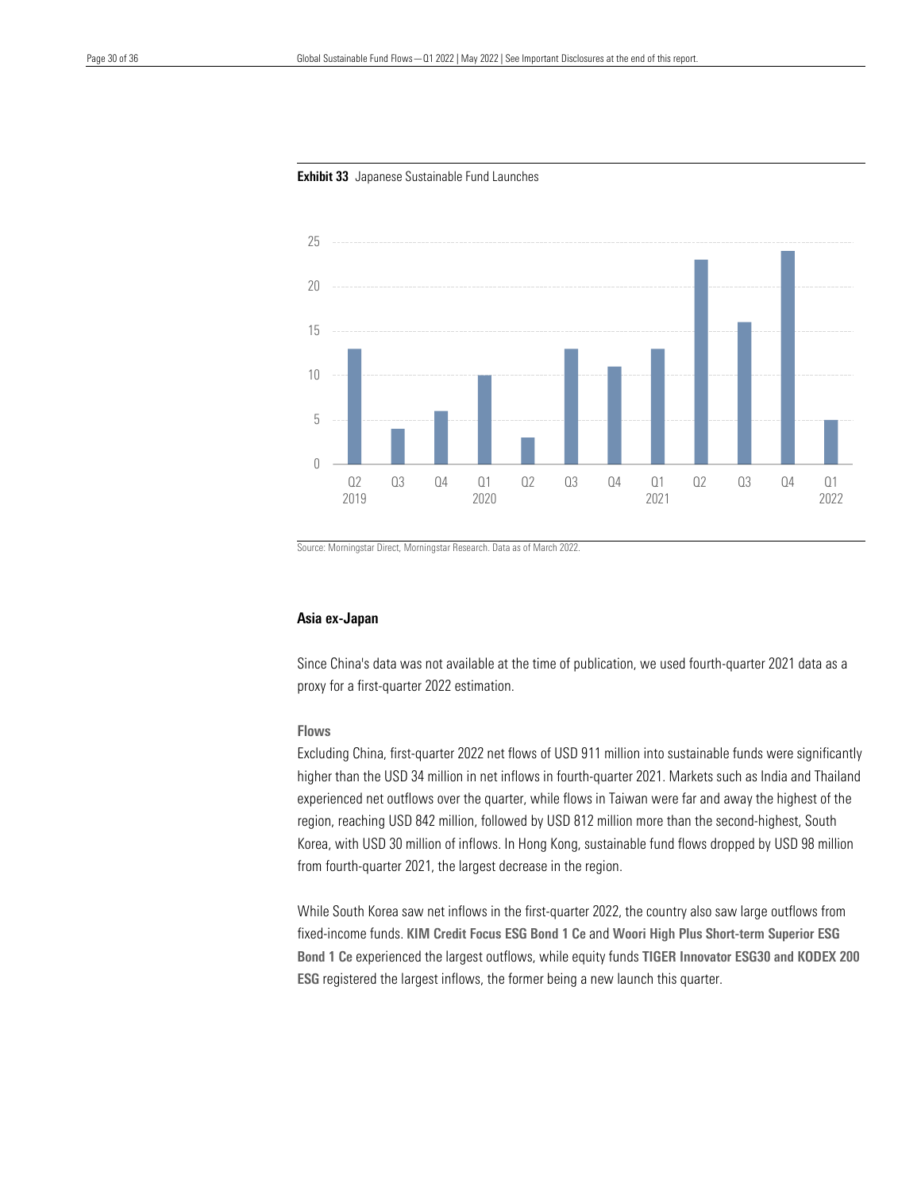**Exhibit 33** Japanese Sustainable Fund Launches

25
20
15
10
5
0

Q2 2019
Q3
Q4
Q1 2020
Q2
Q3
Q4
Q1 2021
Q2
Q3
Q4
Q1 2022

Source: Morningstar Direct, Morningstar Research. Data as of March 2022.

### Asia ex-Japan

Since China's data was not available at the time of publication, we used fourth-quarter 2021 data as a proxy for a first-quarter 2022 estimation.

#### Flows

Excluding China, first-quarter 2022 net flows of USD 911 million into sustainable funds were significantly higher than the USD 34 million in net inflows in fourth-quarter 2021. Markets such as India and Thailand experienced net outflows over the quarter, while flows in Taiwan were far and away the highest of the region, reaching USD 842 million, followed by USD 812 million more than the second-highest, South Korea, with USD 30 million of inflows. In Hong Kong, sustainable fund flows dropped by USD 98 million from fourth-quarter 2021, the largest decrease in the region.

While South Korea saw net inflows in the first-quarter 2022, the country also saw large outflows from fixed-income funds. **KIM Credit Focus ESG Bond 1 Ce** and **Woori High Plus Short-term Superior ESG Bond 1 Ce** experienced the largest outflows, while equity funds **TIGER Innovator ESG30 and KODEX 200 ESG** registered the largest inflows, the former being a new launch this quarter.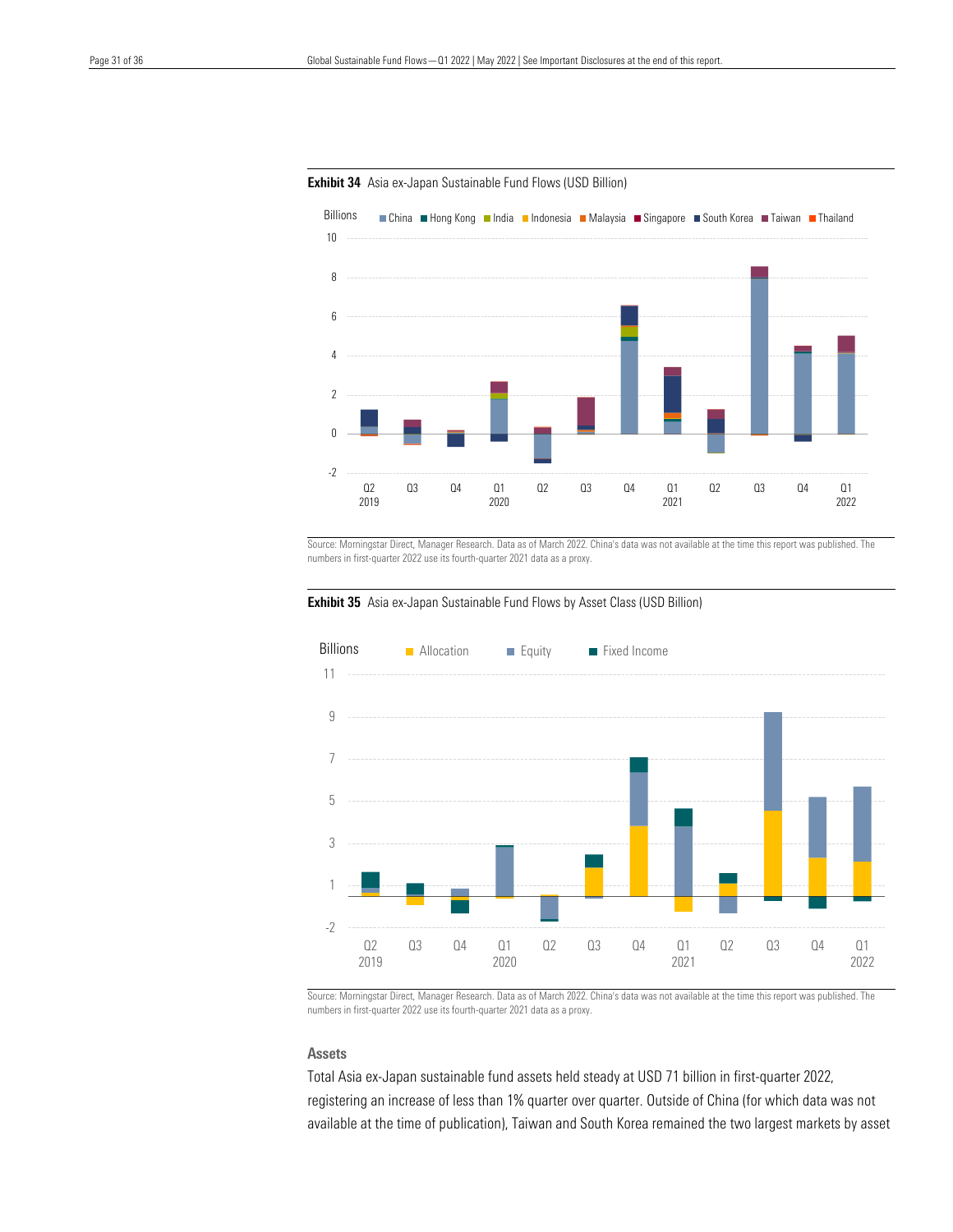**Exhibit 34** Asia ex-Japan Sustainable Fund Flows (USD Billion)

Billions
China, Hong Kong, India, Indonesia, Malaysia, Singapore, South Korea, Taiwan, Thailand
10
8
6
4
2
0
-2
Q2 2019, Q3, Q4, Q1 2020, Q2, Q3, Q4, Q1 2021, Q2, Q3, Q4, Q1 2022

Source: Morningstar Direct, Manager Research. Data as of March 2022. China's data was not available at the time this report was published. The numbers in first-quarter 2022 use its fourth-quarter 2021 data as a proxy.

**Exhibit 35** Asia ex-Japan Sustainable Fund Flows by Asset Class (USD Billion)

Billions
Allocation, Equity, Fixed Income
11
9
7
5
3
1
-2
Q2 2019, Q3, Q4, Q1 2020, Q2, Q3, Q4, Q1 2021, Q2, Q3, Q4, Q1 2022

Source: Morningstar Direct, Manager Research. Data as of March 2022. China's data was not available at the time this report was published. The numbers in first-quarter 2022 use its fourth-quarter 2021 data as a proxy.

### Assets

Total Asia ex-Japan sustainable fund assets held steady at USD 71 billion in first-quarter 2022, registering an increase of less than 1% quarter over quarter. Outside of China (for which data was not available at the time of publication), Taiwan and South Korea remained the two largest markets by asset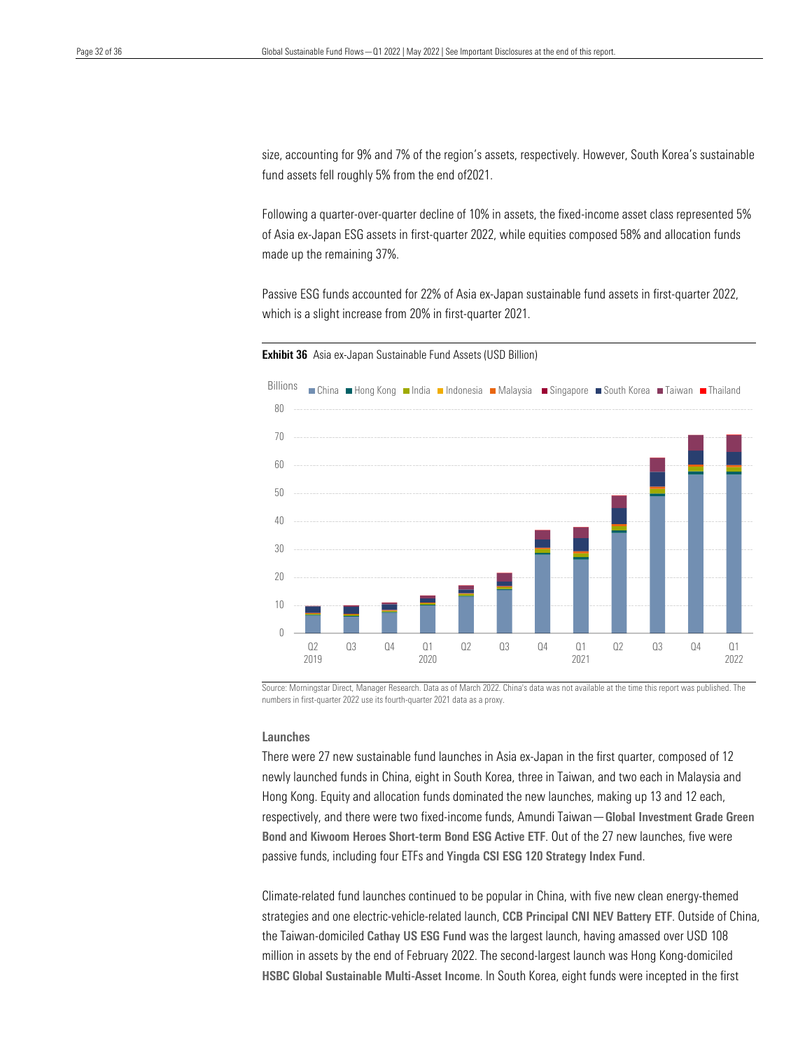size, accounting for 9% and 7% of the region's assets, respectively. However, South Korea's sustainable fund assets fell roughly 5% from the end of2021.

Following a quarter-over-quarter decline of 10% in assets, the fixed-income asset class represented 5% of Asia ex-Japan ESG assets in first-quarter 2022, while equities composed 58% and allocation funds made up the remaining 37%.

Passive ESG funds accounted for 22% of Asia ex-Japan sustainable fund assets in first-quarter 2022, which is a slight increase from 20% in first-quarter 2021.

**Exhibit 36** Asia ex-Japan Sustainable Fund Assets (USD Billion)

Billions
China, Hong Kong, India, Indonesia, Malaysia, Singapore, South Korea, Taiwan, Thailand

80
70
60
50
40
30
20
10
0

Q2 2019, Q3, Q4, Q1 2020, Q2, Q3, Q4, Q1 2021, Q2, Q3, Q4, Q1 2022

Source: Morningstar Direct, Manager Research. Data as of March 2022. China's data was not available at the time this report was published. The numbers in first-quarter 2022 use its fourth-quarter 2021 data as a proxy.

### Launches

There were 27 new sustainable fund launches in Asia ex-Japan in the first quarter, composed of 12 newly launched funds in China, eight in South Korea, three in Taiwan, and two each in Malaysia and Hong Kong. Equity and allocation funds dominated the new launches, making up 13 and 12 each, respectively, and there were two fixed-income funds, Amundi Taiwan—**Global Investment Grade Green Bond** and **Kiwoom Heroes Short-term Bond ESG Active ETF**. Out of the 27 new launches, five were passive funds, including four ETFs and **Yingda CSI ESG 120 Strategy Index Fund**.

Climate-related fund launches continued to be popular in China, with five new clean energy-themed strategies and one electric-vehicle-related launch, **CCB Principal CNI NEV Battery ETF**. Outside of China, the Taiwan-domiciled **Cathay US ESG Fund** was the largest launch, having amassed over USD 108 million in assets by the end of February 2022. The second-largest launch was Hong Kong-domiciled **HSBC Global Sustainable Multi-Asset Income**. In South Korea, eight funds were incepted in the first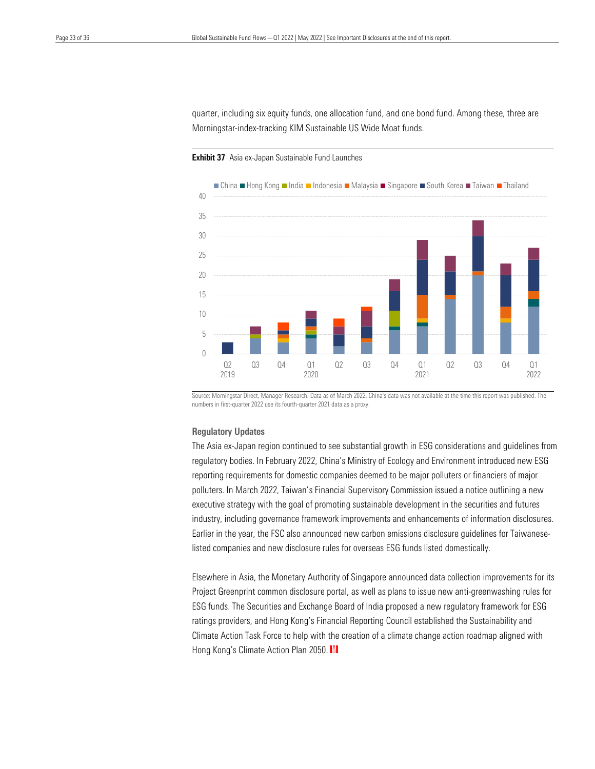quarter, including six equity funds, one allocation fund, and one bond fund. Among these, three are Morningstar-index-tracking KIM Sustainable US Wide Moat funds.

**Exhibit 37** Asia ex-Japan Sustainable Fund Launches

China Hong Kong India Indonesia Malaysia Singapore South Korea Taiwan Thailand

40
35
30
25
20
15
10
5
0

Q2 2019
Q3
Q4
Q1 2020
Q2
Q3
Q4
Q1 2021
Q2
Q3
Q4
Q1 2022

Source: Morningstar Direct, Manager Research. Data as of March 2022. China's data was not available at the time this report was published. The numbers in first-quarter 2022 use its fourth-quarter 2021 data as a proxy.

### Regulatory Updates

The Asia ex-Japan region continued to see substantial growth in ESG considerations and guidelines from regulatory bodies. In February 2022, China's Ministry of Ecology and Environment introduced new ESG reporting requirements for domestic companies deemed to be major polluters or financiers of major polluters. In March 2022, Taiwan's Financial Supervisory Commission issued a notice outlining a new executive strategy with the goal of promoting sustainable development in the securities and futures industry, including governance framework improvements and enhancements of information disclosures. Earlier in the year, the FSC also announced new carbon emissions disclosure guidelines for Taiwanese-listed companies and new disclosure rules for overseas ESG funds listed domestically.

Elsewhere in Asia, the Monetary Authority of Singapore announced data collection improvements for its Project Greenprint common disclosure portal, as well as plans to issue new anti-greenwashing rules for ESG funds. The Securities and Exchange Board of India proposed a new regulatory framework for ESG ratings providers, and Hong Kong's Financial Reporting Council established the Sustainability and Climate Action Task Force to help with the creation of a climate change action roadmap aligned with Hong Kong's Climate Action Plan 2050.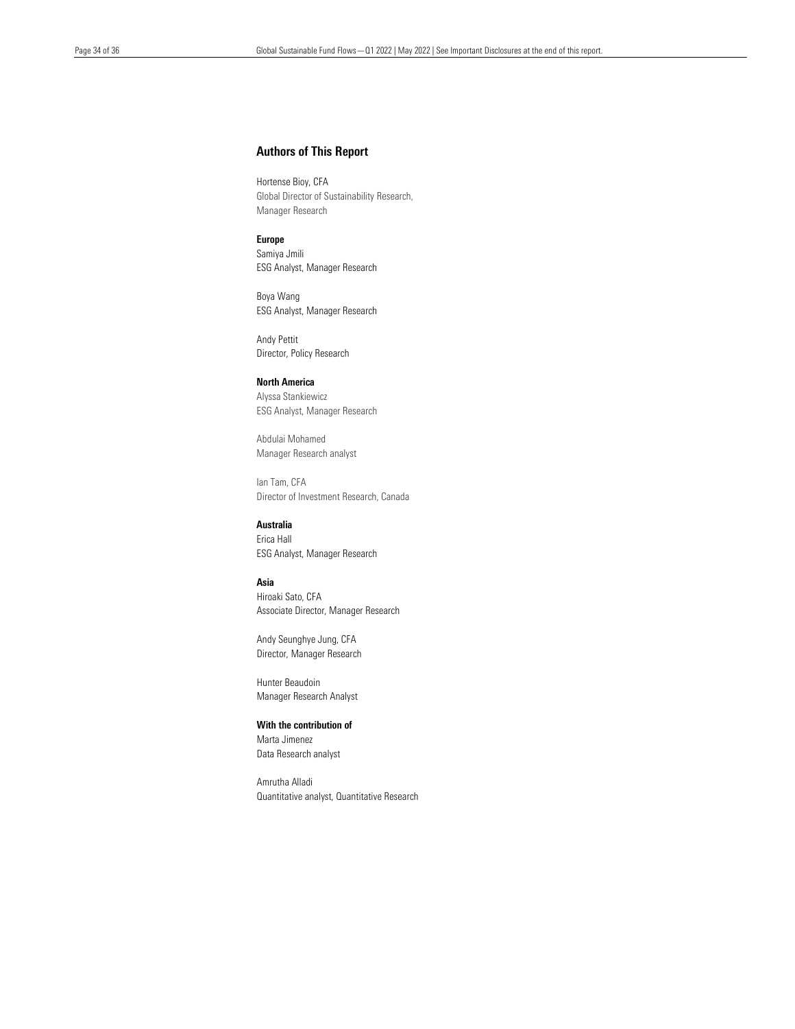## Authors of This Report

Hortense Bioy, CFA
Global Director of Sustainability Research,
Manager Research

**Europe**
Samiya Jmili
ESG Analyst, Manager Research

Boya Wang
ESG Analyst, Manager Research

Andy Pettit
Director, Policy Research

**North America**
Alyssa Stankiewicz
ESG Analyst, Manager Research

Abdulai Mohamed
Manager Research analyst

Ian Tam, CFA
Director of Investment Research, Canada

**Australia**
Erica Hall
ESG Analyst, Manager Research

**Asia**
Hiroaki Sato, CFA
Associate Director, Manager Research

Andy Seunghye Jung, CFA
Director, Manager Research

Hunter Beaudoin
Manager Research Analyst

**With the contribution of**
Marta Jimenez
Data Research analyst

Amrutha Alladi
Quantitative analyst, Quantitative Research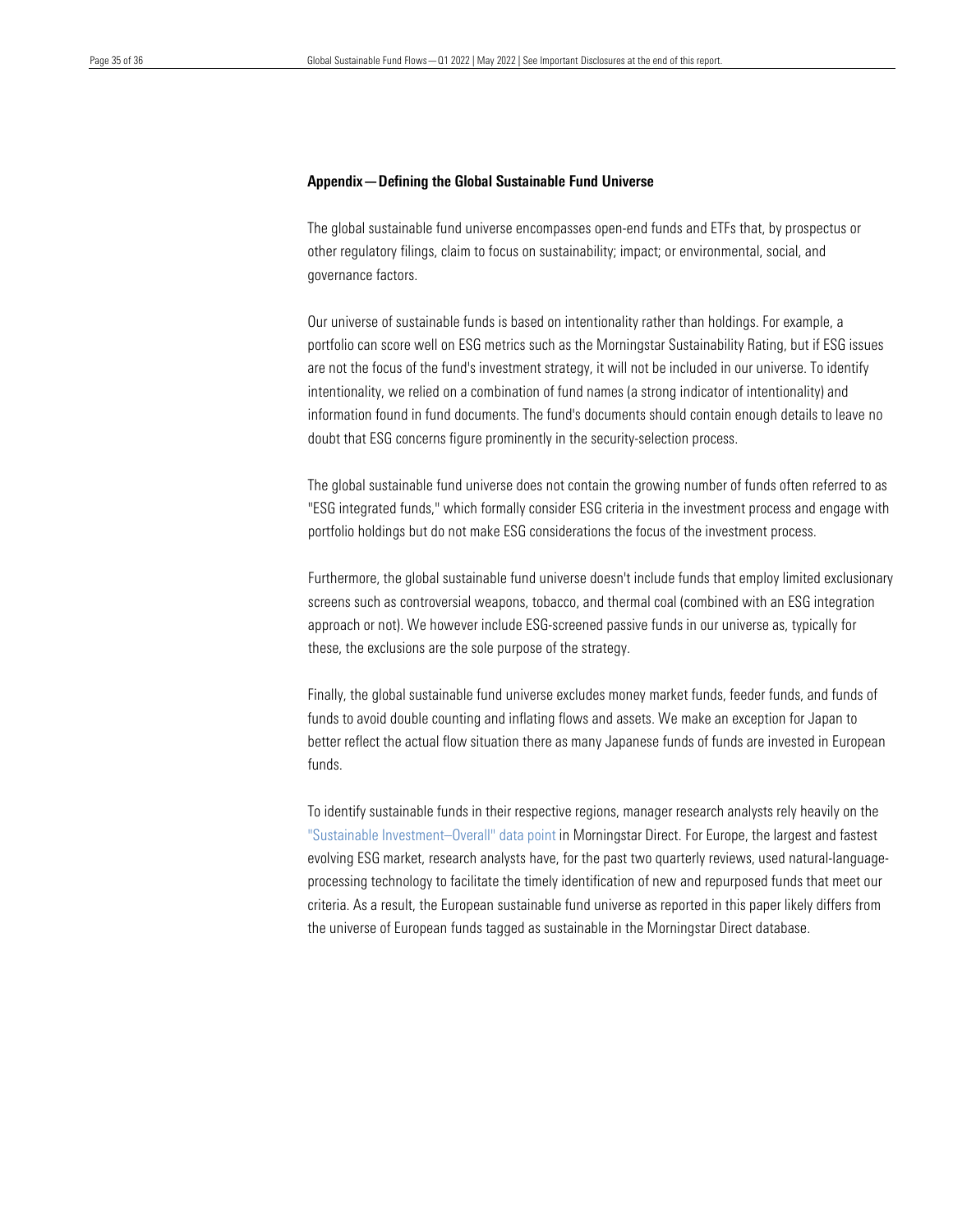## Appendix — Defining the Global Sustainable Fund Universe

The global sustainable fund universe encompasses open-end funds and ETFs that, by prospectus or other regulatory filings, claim to focus on sustainability; impact; or environmental, social, and governance factors.

Our universe of sustainable funds is based on intentionality rather than holdings. For example, a portfolio can score well on ESG metrics such as the Morningstar Sustainability Rating, but if ESG issues are not the focus of the fund's investment strategy, it will not be included in our universe. To identify intentionality, we relied on a combination of fund names (a strong indicator of intentionality) and information found in fund documents. The fund's documents should contain enough details to leave no doubt that ESG concerns figure prominently in the security-selection process.

The global sustainable fund universe does not contain the growing number of funds often referred to as "ESG integrated funds," which formally consider ESG criteria in the investment process and engage with portfolio holdings but do not make ESG considerations the focus of the investment process.

Furthermore, the global sustainable fund universe doesn't include funds that employ limited exclusionary screens such as controversial weapons, tobacco, and thermal coal (combined with an ESG integration approach or not). We however include ESG-screened passive funds in our universe as, typically for these, the exclusions are the sole purpose of the strategy.

Finally, the global sustainable fund universe excludes money market funds, feeder funds, and funds of funds to avoid double counting and inflating flows and assets. We make an exception for Japan to better reflect the actual flow situation there as many Japanese funds of funds are invested in European funds.

To identify sustainable funds in their respective regions, manager research analysts rely heavily on the "Sustainable Investment–Overall" data point in Morningstar Direct. For Europe, the largest and fastest evolving ESG market, research analysts have, for the past two quarterly reviews, used natural-language-processing technology to facilitate the timely identification of new and repurposed funds that meet our criteria. As a result, the European sustainable fund universe as reported in this paper likely differs from the universe of European funds tagged as sustainable in the Morningstar Direct database.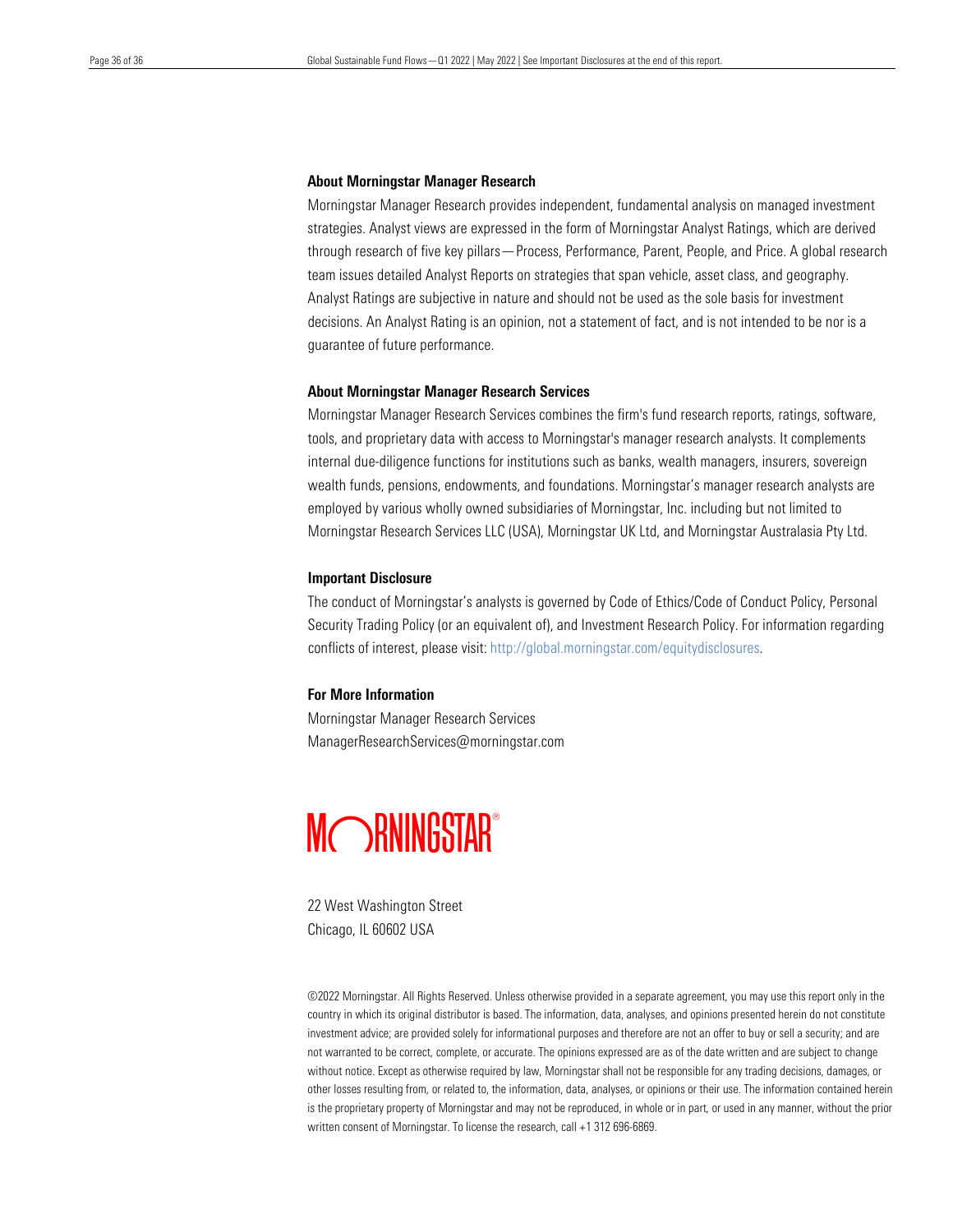### About Morningstar Manager Research

Morningstar Manager Research provides independent, fundamental analysis on managed investment strategies. Analyst views are expressed in the form of Morningstar Analyst Ratings, which are derived through research of five key pillars—Process, Performance, Parent, People, and Price. A global research team issues detailed Analyst Reports on strategies that span vehicle, asset class, and geography. Analyst Ratings are subjective in nature and should not be used as the sole basis for investment decisions. An Analyst Rating is an opinion, not a statement of fact, and is not intended to be nor is a guarantee of future performance.

### About Morningstar Manager Research Services

Morningstar Manager Research Services combines the firm's fund research reports, ratings, software, tools, and proprietary data with access to Morningstar's manager research analysts. It complements internal due-diligence functions for institutions such as banks, wealth managers, insurers, sovereign wealth funds, pensions, endowments, and foundations. Morningstar's manager research analysts are employed by various wholly owned subsidiaries of Morningstar, Inc. including but not limited to Morningstar Research Services LLC (USA), Morningstar UK Ltd, and Morningstar Australasia Pty Ltd.

### Important Disclosure

The conduct of Morningstar's analysts is governed by Code of Ethics/Code of Conduct Policy, Personal Security Trading Policy (or an equivalent of), and Investment Research Policy. For information regarding conflicts of interest, please visit: http://global.morningstar.com/equitydisclosures.

### For More Information

Morningstar Manager Research Services
ManagerResearchServices@morningstar.com

MORNINGSTAR®

22 West Washington Street
Chicago, IL 60602 USA

©2022 Morningstar. All Rights Reserved. Unless otherwise provided in a separate agreement, you may use this report only in the country in which its original distributor is based. The information, data, analyses, and opinions presented herein do not constitute investment advice; are provided solely for informational purposes and therefore are not an offer to buy or sell a security; and are not warranted to be correct, complete, or accurate. The opinions expressed are as of the date written and are subject to change without notice. Except as otherwise required by law, Morningstar shall not be responsible for any trading decisions, damages, or other losses resulting from, or related to, the information, data, analyses, or opinions or their use. The information contained herein is the proprietary property of Morningstar and may not be reproduced, in whole or in part, or used in any manner, without the prior written consent of Morningstar. To license the research, call +1 312 696-6869.